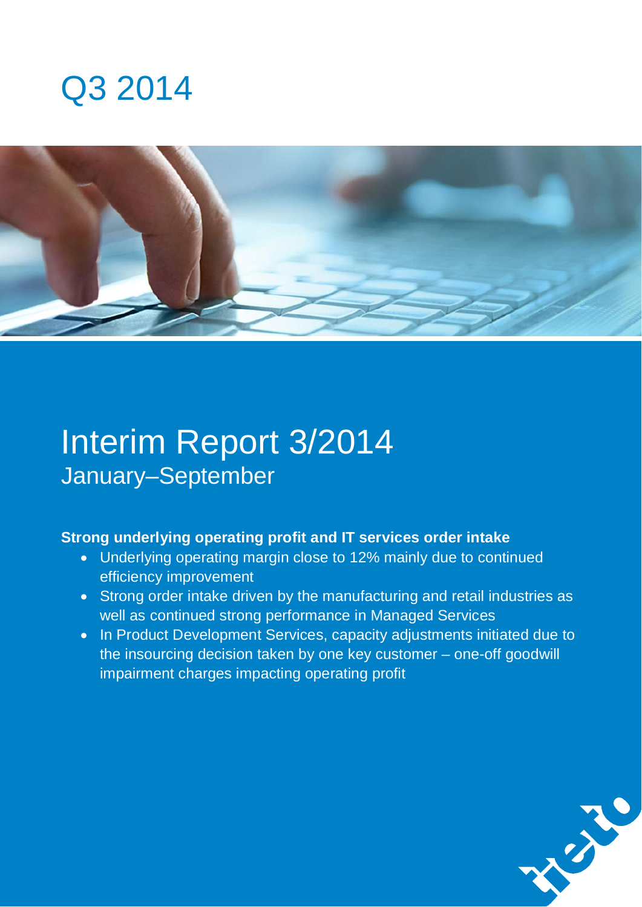# Q3 2014

# Interim Report 3/2014

## January–September

**Strong underlying operating profit and IT services order intake**

- Underlying operating margin close to 12% mainly due to continued efficiency improvement
- Strong order intake driven by the manufacturing and retail industries as well as continued strong performance in Managed Services
- In Product Development Services, capacity adjustments initiated due to the insourcing decision taken by one key customer – one-off goodwill impairment charges impacting operating profit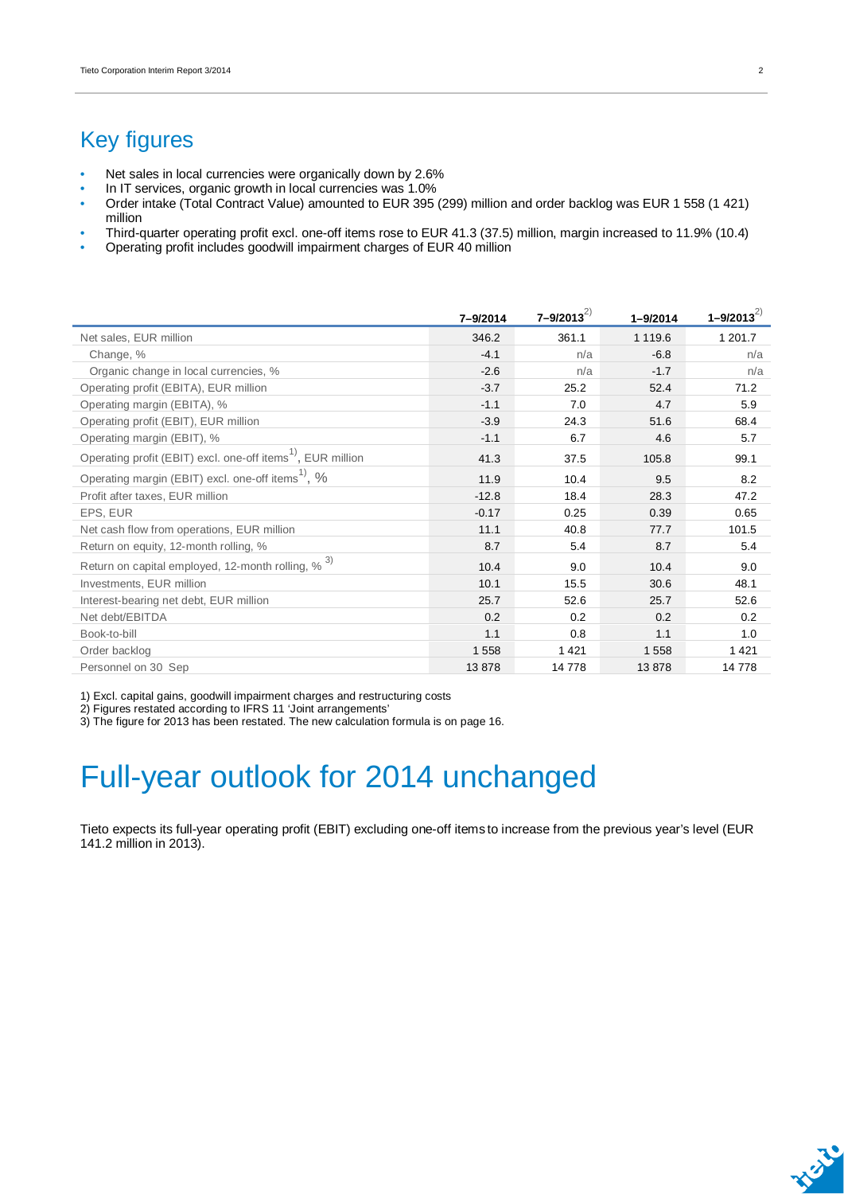## Key figures

- Net sales in local currencies were organically down by 2.6%
- In IT services, organic growth in local currencies was 1.0%
- Order intake (Total Contract Value) amounted to EUR 395 (299) million and order backlog was EUR 1 558 (1 421) million
- Third-quarter operating profit excl. one-off items rose to EUR 41.3 (37.5) million, margin increased to 11.9% (10.4)
- Operating profit includes goodwill impairment charges of EUR 40 million

| | 7–9/2014 | 7–9/2013 [2] | 1–9/2014 | 1–9/2013 [2] |
|---|---|---|---|---|
| Net sales, EUR million | 346.2 | 361.1 | 1 119.6 | 1 201.7 |
| Change, % | -4.1 | n/a | -6.8 | n/a |
| Organic change in local currencies, % | -2.6 | n/a | -1.7 | n/a |
| Operating profit (EBITA), EUR million | -3.7 | 25.2 | 52.4 | 71.2 |
| Operating margin (EBITA), % | -1.1 | 7.0 | 4.7 | 5.9 |
| Operating profit (EBIT), EUR million | -3.9 | 24.3 | 51.6 | 68.4 |
| Operating margin (EBIT), % | -1.1 | 6.7 | 4.6 | 5.7 |
| Operating profit (EBIT) excl. one-off items [1], EUR million | 41.3 | 37.5 | 105.8 | 99.1 |
| Operating margin (EBIT) excl. one-off items [1], % | 11.9 | 10.4 | 9.5 | 8.2 |
| Profit after taxes, EUR million | -12.8 | 18.4 | 28.3 | 47.2 |
| EPS, EUR | -0.17 | 0.25 | 0.39 | 0.65 |
| Net cash flow from operations, EUR million | 11.1 | 40.8 | 77.7 | 101.5 |
| Return on equity, 12-month rolling, % | 8.7 | 5.4 | 8.7 | 5.4 |
| Return on capital employed, 12-month rolling, % [3] | 10.4 | 9.0 | 10.4 | 9.0 |
| Investments, EUR million | 10.1 | 15.5 | 30.6 | 48.1 |
| Interest-bearing net debt, EUR million | 25.7 | 52.6 | 25.7 | 52.6 |
| Net debt/EBITDA | 0.2 | 0.2 | 0.2 | 0.2 |
| Book-to-bill | 1.1 | 0.8 | 1.1 | 1.0 |
| Order backlog | 1 558 | 1 421 | 1 558 | 1 421 |
| Personnel on 30 Sep | 13 878 | 14 778 | 13 878 | 14 778 |

1) Excl. capital gains, goodwill impairment charges and restructuring costs
2) Figures restated according to IFRS 11 'Joint arrangements'
3) The figure for 2013 has been restated. The new calculation formula is on page 16.

# Full-year outlook for 2014 unchanged

Tieto expects its full-year operating profit (EBIT) excluding one-off items to increase from the previous year's level (EUR 141.2 million in 2013).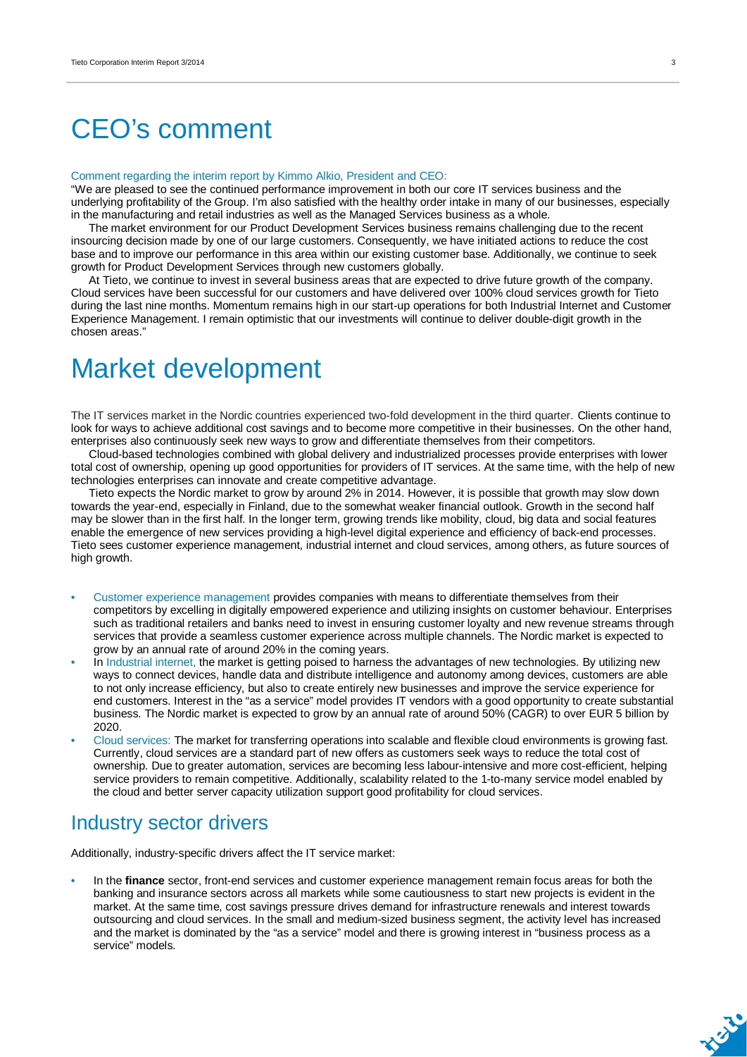# CEO's comment

Comment regarding the interim report by Kimmo Alkio, President and CEO:

"We are pleased to see the continued performance improvement in both our core IT services business and the underlying profitability of the Group. I'm also satisfied with the healthy order intake in many of our businesses, especially in the manufacturing and retail industries as well as the Managed Services business as a whole.

The market environment for our Product Development Services business remains challenging due to the recent insourcing decision made by one of our large customers. Consequently, we have initiated actions to reduce the cost base and to improve our performance in this area within our existing customer base. Additionally, we continue to seek growth for Product Development Services through new customers globally.

At Tieto, we continue to invest in several business areas that are expected to drive future growth of the company. Cloud services have been successful for our customers and have delivered over 100% cloud services growth for Tieto during the last nine months. Momentum remains high in our start-up operations for both Industrial Internet and Customer Experience Management. I remain optimistic that our investments will continue to deliver double-digit growth in the chosen areas."

# Market development

The IT services market in the Nordic countries experienced two-fold development in the third quarter. Clients continue to look for ways to achieve additional cost savings and to become more competitive in their businesses. On the other hand, enterprises also continuously seek new ways to grow and differentiate themselves from their competitors.

Cloud-based technologies combined with global delivery and industrialized processes provide enterprises with lower total cost of ownership, opening up good opportunities for providers of IT services. At the same time, with the help of new technologies enterprises can innovate and create competitive advantage.

Tieto expects the Nordic market to grow by around 2% in 2014. However, it is possible that growth may slow down towards the year-end, especially in Finland, due to the somewhat weaker financial outlook. Growth in the second half may be slower than in the first half. In the longer term, growing trends like mobility, cloud, big data and social features enable the emergence of new services providing a high-level digital experience and efficiency of back-end processes. Tieto sees customer experience management, industrial internet and cloud services, among others, as future sources of high growth.

- Customer experience management provides companies with means to differentiate themselves from their competitors by excelling in digitally empowered experience and utilizing insights on customer behaviour. Enterprises such as traditional retailers and banks need to invest in ensuring customer loyalty and new revenue streams through services that provide a seamless customer experience across multiple channels. The Nordic market is expected to grow by an annual rate of around 20% in the coming years.
- In Industrial internet, the market is getting poised to harness the advantages of new technologies. By utilizing new ways to connect devices, handle data and distribute intelligence and autonomy among devices, customers are able to not only increase efficiency, but also to create entirely new businesses and improve the service experience for end customers. Interest in the "as a service" model provides IT vendors with a good opportunity to create substantial business. The Nordic market is expected to grow by an annual rate of around 50% (CAGR) to over EUR 5 billion by 2020.
- Cloud services: The market for transferring operations into scalable and flexible cloud environments is growing fast. Currently, cloud services are a standard part of new offers as customers seek ways to reduce the total cost of ownership. Due to greater automation, services are becoming less labour-intensive and more cost-efficient, helping service providers to remain competitive. Additionally, scalability related to the 1-to-many service model enabled by the cloud and better server capacity utilization support good profitability for cloud services.

## Industry sector drivers

Additionally, industry-specific drivers affect the IT service market:

- In the **finance** sector, front-end services and customer experience management remain focus areas for both the banking and insurance sectors across all markets while some cautiousness to start new projects is evident in the market. At the same time, cost savings pressure drives demand for infrastructure renewals and interest towards outsourcing and cloud services. In the small and medium-sized business segment, the activity level has increased and the market is dominated by the "as a service" model and there is growing interest in "business process as a service" models.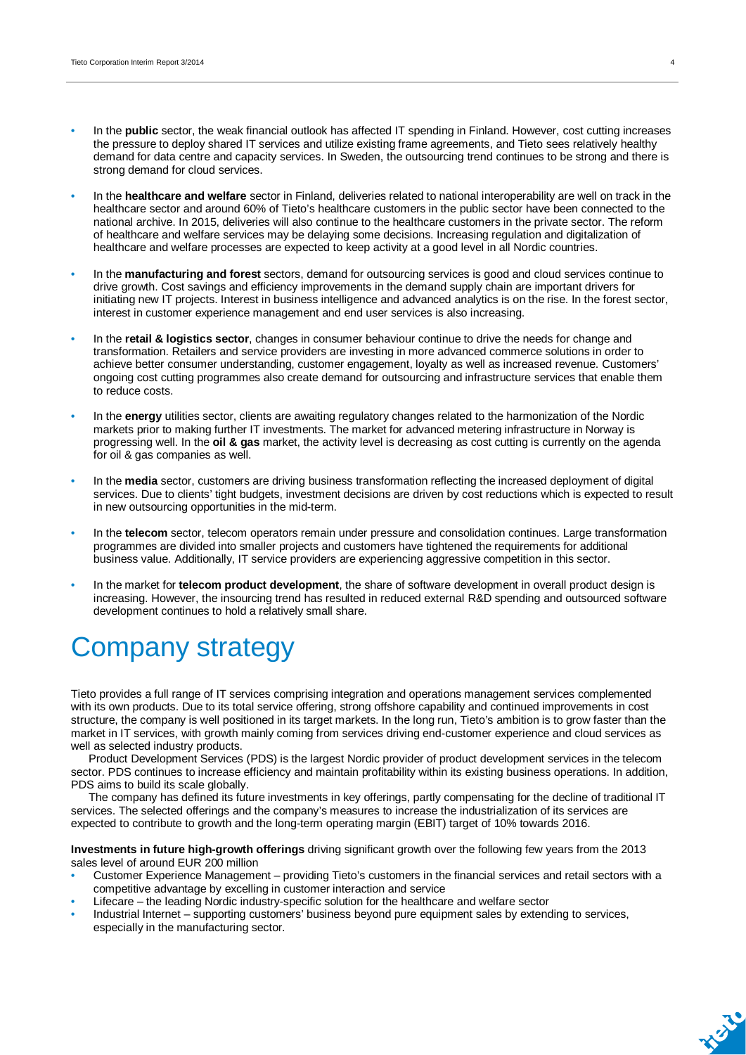- In the **public** sector, the weak financial outlook has affected IT spending in Finland. However, cost cutting increases the pressure to deploy shared IT services and utilize existing frame agreements, and Tieto sees relatively healthy demand for data centre and capacity services. In Sweden, the outsourcing trend continues to be strong and there is strong demand for cloud services.
- In the **healthcare and welfare** sector in Finland, deliveries related to national interoperability are well on track in the healthcare sector and around 60% of Tieto's healthcare customers in the public sector have been connected to the national archive. In 2015, deliveries will also continue to the healthcare customers in the private sector. The reform of healthcare and welfare services may be delaying some decisions. Increasing regulation and digitalization of healthcare and welfare processes are expected to keep activity at a good level in all Nordic countries.
- In the **manufacturing and forest** sectors, demand for outsourcing services is good and cloud services continue to drive growth. Cost savings and efficiency improvements in the demand supply chain are important drivers for initiating new IT projects. Interest in business intelligence and advanced analytics is on the rise. In the forest sector, interest in customer experience management and end user services is also increasing.
- In the **retail & logistics sector**, changes in consumer behaviour continue to drive the needs for change and transformation. Retailers and service providers are investing in more advanced commerce solutions in order to achieve better consumer understanding, customer engagement, loyalty as well as increased revenue. Customers' ongoing cost cutting programmes also create demand for outsourcing and infrastructure services that enable them to reduce costs.
- In the **energy** utilities sector, clients are awaiting regulatory changes related to the harmonization of the Nordic markets prior to making further IT investments. The market for advanced metering infrastructure in Norway is progressing well. In the **oil & gas** market, the activity level is decreasing as cost cutting is currently on the agenda for oil & gas companies as well.
- In the **media** sector, customers are driving business transformation reflecting the increased deployment of digital services. Due to clients' tight budgets, investment decisions are driven by cost reductions which is expected to result in new outsourcing opportunities in the mid-term.
- In the **telecom** sector, telecom operators remain under pressure and consolidation continues. Large transformation programmes are divided into smaller projects and customers have tightened the requirements for additional business value. Additionally, IT service providers are experiencing aggressive competition in this sector.
- In the market for **telecom product development**, the share of software development in overall product design is increasing. However, the insourcing trend has resulted in reduced external R&D spending and outsourced software development continues to hold a relatively small share.

# Company strategy

Tieto provides a full range of IT services comprising integration and operations management services complemented with its own products. Due to its total service offering, strong offshore capability and continued improvements in cost structure, the company is well positioned in its target markets. In the long run, Tieto's ambition is to grow faster than the market in IT services, with growth mainly coming from services driving end-customer experience and cloud services as well as selected industry products.

Product Development Services (PDS) is the largest Nordic provider of product development services in the telecom sector. PDS continues to increase efficiency and maintain profitability within its existing business operations. In addition, PDS aims to build its scale globally.

The company has defined its future investments in key offerings, partly compensating for the decline of traditional IT services. The selected offerings and the company's measures to increase the industrialization of its services are expected to contribute to growth and the long-term operating margin (EBIT) target of 10% towards 2016.

**Investments in future high-growth offerings** driving significant growth over the following few years from the 2013 sales level of around EUR 200 million

- Customer Experience Management – providing Tieto's customers in the financial services and retail sectors with a competitive advantage by excelling in customer interaction and service
- Lifecare – the leading Nordic industry-specific solution for the healthcare and welfare sector
- Industrial Internet – supporting customers' business beyond pure equipment sales by extending to services, especially in the manufacturing sector.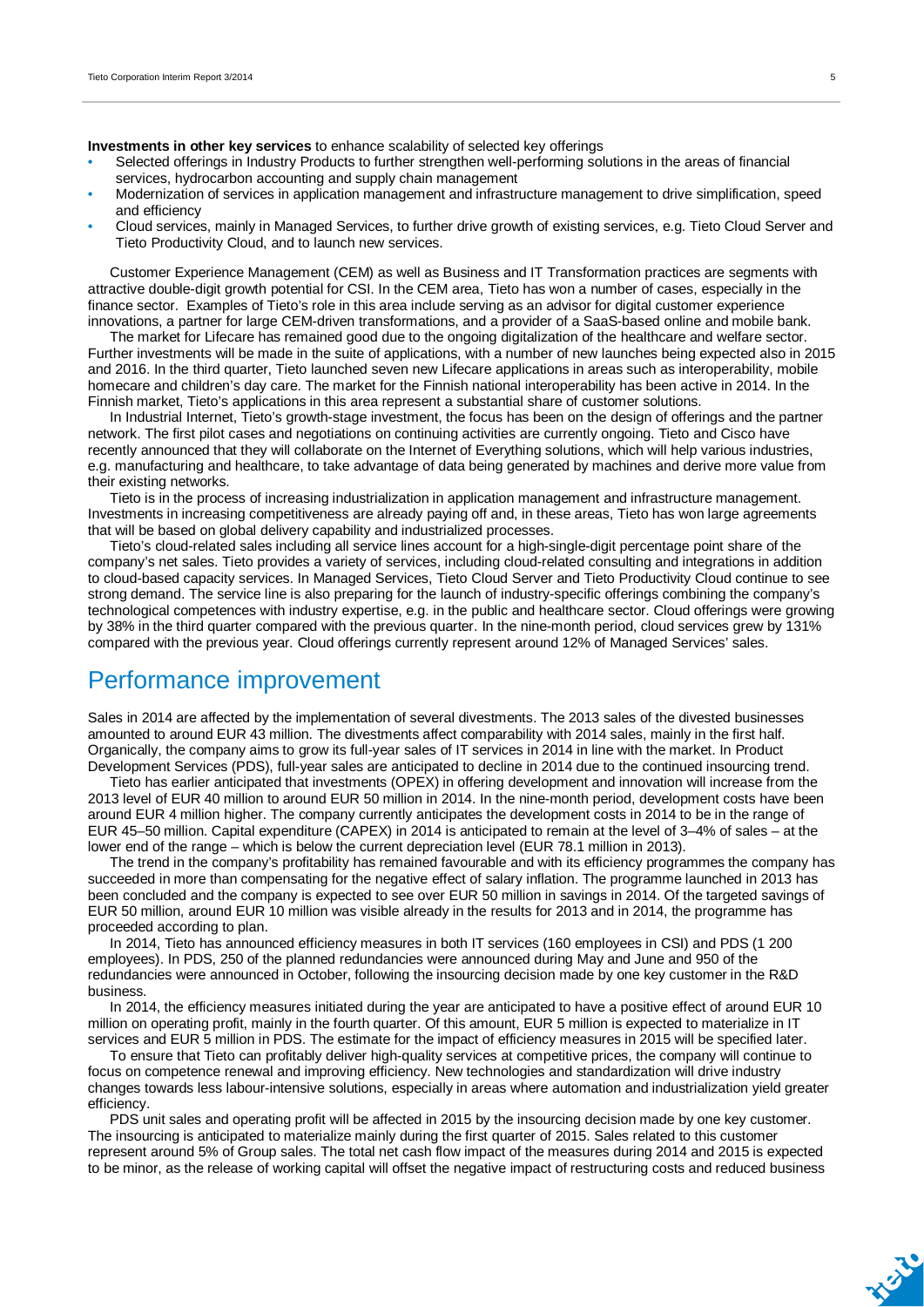**Investments in other key services** to enhance scalability of selected key offerings

- Selected offerings in Industry Products to further strengthen well-performing solutions in the areas of financial services, hydrocarbon accounting and supply chain management
- Modernization of services in application management and infrastructure management to drive simplification, speed and efficiency
- Cloud services, mainly in Managed Services, to further drive growth of existing services, e.g. Tieto Cloud Server and Tieto Productivity Cloud, and to launch new services.

Customer Experience Management (CEM) as well as Business and IT Transformation practices are segments with attractive double-digit growth potential for CSI. In the CEM area, Tieto has won a number of cases, especially in the finance sector. Examples of Tieto's role in this area include serving as an advisor for digital customer experience innovations, a partner for large CEM-driven transformations, and a provider of a SaaS-based online and mobile bank.

The market for Lifecare has remained good due to the ongoing digitalization of the healthcare and welfare sector. Further investments will be made in the suite of applications, with a number of new launches being expected also in 2015 and 2016. In the third quarter, Tieto launched seven new Lifecare applications in areas such as interoperability, mobile homecare and children's day care. The market for the Finnish national interoperability has been active in 2014. In the Finnish market, Tieto's applications in this area represent a substantial share of customer solutions.

In Industrial Internet, Tieto's growth-stage investment, the focus has been on the design of offerings and the partner network. The first pilot cases and negotiations on continuing activities are currently ongoing. Tieto and Cisco have recently announced that they will collaborate on the Internet of Everything solutions, which will help various industries, e.g. manufacturing and healthcare, to take advantage of data being generated by machines and derive more value from their existing networks.

Tieto is in the process of increasing industrialization in application management and infrastructure management. Investments in increasing competitiveness are already paying off and, in these areas, Tieto has won large agreements that will be based on global delivery capability and industrialized processes.

Tieto's cloud-related sales including all service lines account for a high-single-digit percentage point share of the company's net sales. Tieto provides a variety of services, including cloud-related consulting and integrations in addition to cloud-based capacity services. In Managed Services, Tieto Cloud Server and Tieto Productivity Cloud continue to see strong demand. The service line is also preparing for the launch of industry-specific offerings combining the company's technological competences with industry expertise, e.g. in the public and healthcare sector. Cloud offerings were growing by 38% in the third quarter compared with the previous quarter. In the nine-month period, cloud services grew by 131% compared with the previous year. Cloud offerings currently represent around 12% of Managed Services' sales.

# Performance improvement

Sales in 2014 are affected by the implementation of several divestments. The 2013 sales of the divested businesses amounted to around EUR 43 million. The divestments affect comparability with 2014 sales, mainly in the first half. Organically, the company aims to grow its full-year sales of IT services in 2014 in line with the market. In Product Development Services (PDS), full-year sales are anticipated to decline in 2014 due to the continued insourcing trend.

Tieto has earlier anticipated that investments (OPEX) in offering development and innovation will increase from the 2013 level of EUR 40 million to around EUR 50 million in 2014. In the nine-month period, development costs have been around EUR 4 million higher. The company currently anticipates the development costs in 2014 to be in the range of EUR 45–50 million. Capital expenditure (CAPEX) in 2014 is anticipated to remain at the level of 3–4% of sales – at the lower end of the range – which is below the current depreciation level (EUR 78.1 million in 2013).

The trend in the company's profitability has remained favourable and with its efficiency programmes the company has succeeded in more than compensating for the negative effect of salary inflation. The programme launched in 2013 has been concluded and the company is expected to see over EUR 50 million in savings in 2014. Of the targeted savings of EUR 50 million, around EUR 10 million was visible already in the results for 2013 and in 2014, the programme has proceeded according to plan.

In 2014, Tieto has announced efficiency measures in both IT services (160 employees in CSI) and PDS (1 200 employees). In PDS, 250 of the planned redundancies were announced during May and June and 950 of the redundancies were announced in October, following the insourcing decision made by one key customer in the R&D business.

In 2014, the efficiency measures initiated during the year are anticipated to have a positive effect of around EUR 10 million on operating profit, mainly in the fourth quarter. Of this amount, EUR 5 million is expected to materialize in IT services and EUR 5 million in PDS. The estimate for the impact of efficiency measures in 2015 will be specified later.

To ensure that Tieto can profitably deliver high-quality services at competitive prices, the company will continue to focus on competence renewal and improving efficiency. New technologies and standardization will drive industry changes towards less labour-intensive solutions, especially in areas where automation and industrialization yield greater efficiency.

PDS unit sales and operating profit will be affected in 2015 by the insourcing decision made by one key customer. The insourcing is anticipated to materialize mainly during the first quarter of 2015. Sales related to this customer represent around 5% of Group sales. The total net cash flow impact of the measures during 2014 and 2015 is expected to be minor, as the release of working capital will offset the negative impact of restructuring costs and reduced business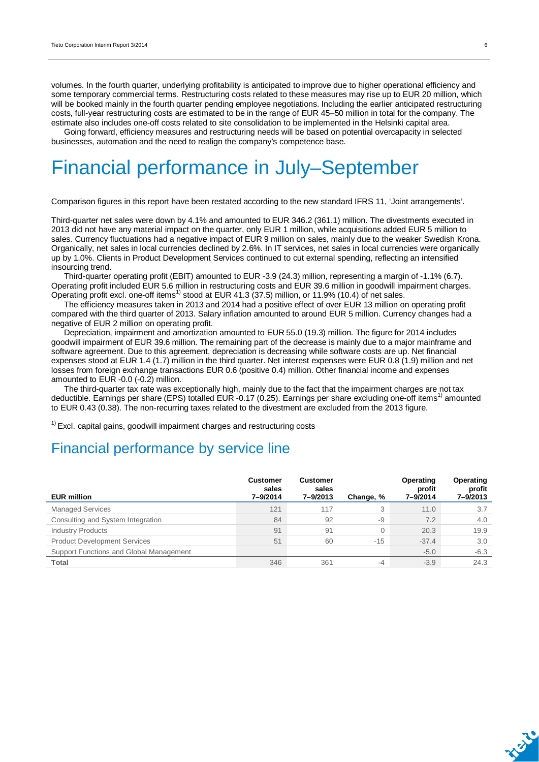volumes. In the fourth quarter, underlying profitability is anticipated to improve due to higher operational efficiency and some temporary commercial terms. Restructuring costs related to these measures may rise up to EUR 20 million, which will be booked mainly in the fourth quarter pending employee negotiations. Including the earlier anticipated restructuring costs, full-year restructuring costs are estimated to be in the range of EUR 45–50 million in total for the company. The estimate also includes one-off costs related to site consolidation to be implemented in the Helsinki capital area.

Going forward, efficiency measures and restructuring needs will be based on potential overcapacity in selected businesses, automation and the need to realign the company's competence base.

# Financial performance in July–September

Comparison figures in this report have been restated according to the new standard IFRS 11, 'Joint arrangements'.

Third-quarter net sales were down by 4.1% and amounted to EUR 346.2 (361.1) million. The divestments executed in 2013 did not have any material impact on the quarter, only EUR 1 million, while acquisitions added EUR 5 million to sales. Currency fluctuations had a negative impact of EUR 9 million on sales, mainly due to the weaker Swedish Krona. Organically, net sales in local currencies declined by 2.6%. In IT services, net sales in local currencies were organically up by 1.0%. Clients in Product Development Services continued to cut external spending, reflecting an intensified insourcing trend.

Third-quarter operating profit (EBIT) amounted to EUR -3.9 (24.3) million, representing a margin of -1.1% (6.7). Operating profit included EUR 5.6 million in restructuring costs and EUR 39.6 million in goodwill impairment charges. Operating profit excl. one-off items[1] stood at EUR 41.3 (37.5) million, or 11.9% (10.4) of net sales.

The efficiency measures taken in 2013 and 2014 had a positive effect of over EUR 13 million on operating profit compared with the third quarter of 2013. Salary inflation amounted to around EUR 5 million. Currency changes had a negative of EUR 2 million on operating profit.

Depreciation, impairment and amortization amounted to EUR 55.0 (19.3) million. The figure for 2014 includes goodwill impairment of EUR 39.6 million. The remaining part of the decrease is mainly due to a major mainframe and software agreement. Due to this agreement, depreciation is decreasing while software costs are up. Net financial expenses stood at EUR 1.4 (1.7) million in the third quarter. Net interest expenses were EUR 0.8 (1.9) million and net losses from foreign exchange transactions EUR 0.6 (positive 0.4) million. Other financial income and expenses amounted to EUR -0.0 (-0.2) million.

The third-quarter tax rate was exceptionally high, mainly due to the fact that the impairment charges are not tax deductible. Earnings per share (EPS) totalled EUR -0.17 (0.25). Earnings per share excluding one-off items[1] amounted to EUR 0.43 (0.38). The non-recurring taxes related to the divestment are excluded from the 2013 figure.

[1] Excl. capital gains, goodwill impairment charges and restructuring costs

## Financial performance by service line

| EUR million | Customer sales 7–9/2014 | Customer sales 7–9/2013 | Change, % | Operating profit 7–9/2014 | Operating profit 7–9/2013 |
|---|---|---|---|---|---|
| Managed Services | 121 | 117 | 3 | 11.0 | 3.7 |
| Consulting and System Integration | 84 | 92 | -9 | 7.2 | 4.0 |
| Industry Products | 91 | 91 | 0 | 20.3 | 19.9 |
| Product Development Services | 51 | 60 | -15 | -37.4 | 3.0 |
| Support Functions and Global Management | | | | -5.0 | -6.3 |
| **Total** | 346 | 361 | -4 | -3.9 | 24.3 |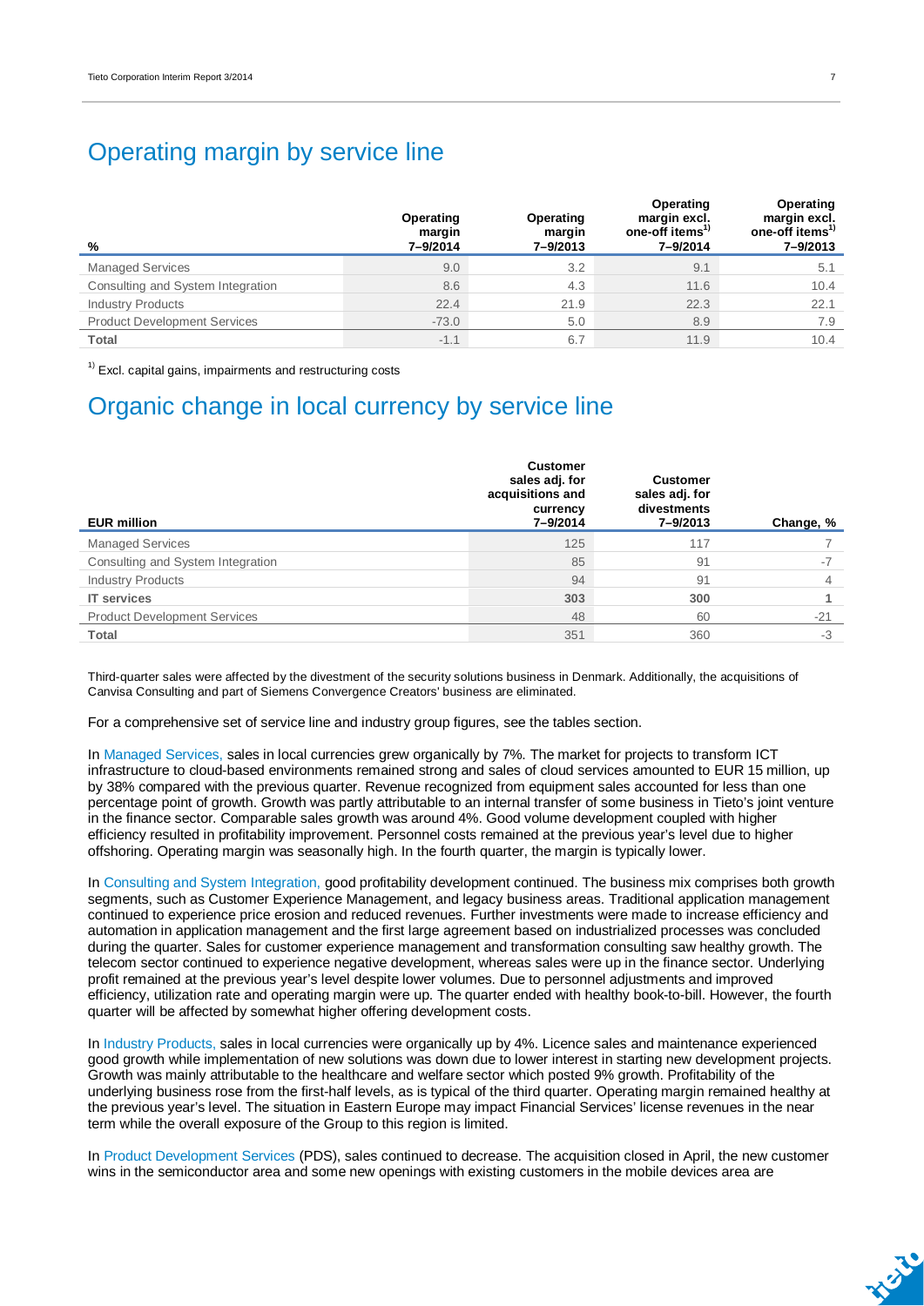## Operating margin by service line

| % | Operating margin 7–9/2014 | Operating margin 7–9/2013 | Operating margin excl. one-off items[1] 7–9/2014 | Operating margin excl. one-off items[1] 7–9/2013 |
|---|---|---|---|---|
| Managed Services | 9.0 | 3.2 | 9.1 | 5.1 |
| Consulting and System Integration | 8.6 | 4.3 | 11.6 | 10.4 |
| Industry Products | 22.4 | 21.9 | 22.3 | 22.1 |
| Product Development Services | -73.0 | 5.0 | 8.9 | 7.9 |
| **Total** | -1.1 | 6.7 | 11.9 | 10.4 |

[1] Excl. capital gains, impairments and restructuring costs

## Organic change in local currency by service line

| EUR million | Customer sales adj. for acquisitions and currency 7–9/2014 | Customer sales adj. for divestments 7–9/2013 | Change, % |
|---|---|---|---|
| Managed Services | 125 | 117 | 7 |
| Consulting and System Integration | 85 | 91 | -7 |
| Industry Products | 94 | 91 | 4 |
| **IT services** | **303** | **300** | **1** |
| Product Development Services | 48 | 60 | -21 |
| **Total** | 351 | 360 | -3 |

Third-quarter sales were affected by the divestment of the security solutions business in Denmark. Additionally, the acquisitions of Canvisa Consulting and part of Siemens Convergence Creators' business are eliminated.

For a comprehensive set of service line and industry group figures, see the tables section.

In Managed Services, sales in local currencies grew organically by 7%. The market for projects to transform ICT infrastructure to cloud-based environments remained strong and sales of cloud services amounted to EUR 15 million, up by 38% compared with the previous quarter. Revenue recognized from equipment sales accounted for less than one percentage point of growth. Growth was partly attributable to an internal transfer of some business in Tieto's joint venture in the finance sector. Comparable sales growth was around 4%. Good volume development coupled with higher efficiency resulted in profitability improvement. Personnel costs remained at the previous year's level due to higher offshoring. Operating margin was seasonally high. In the fourth quarter, the margin is typically lower.

In Consulting and System Integration, good profitability development continued. The business mix comprises both growth segments, such as Customer Experience Management, and legacy business areas. Traditional application management continued to experience price erosion and reduced revenues. Further investments were made to increase efficiency and automation in application management and the first large agreement based on industrialized processes was concluded during the quarter. Sales for customer experience management and transformation consulting saw healthy growth. The telecom sector continued to experience negative development, whereas sales were up in the finance sector. Underlying profit remained at the previous year's level despite lower volumes. Due to personnel adjustments and improved efficiency, utilization rate and operating margin were up. The quarter ended with healthy book-to-bill. However, the fourth quarter will be affected by somewhat higher offering development costs.

In Industry Products, sales in local currencies were organically up by 4%. Licence sales and maintenance experienced good growth while implementation of new solutions was down due to lower interest in starting new development projects. Growth was mainly attributable to the healthcare and welfare sector which posted 9% growth. Profitability of the underlying business rose from the first-half levels, as is typical of the third quarter. Operating margin remained healthy at the previous year's level. The situation in Eastern Europe may impact Financial Services' license revenues in the near term while the overall exposure of the Group to this region is limited.

In Product Development Services (PDS), sales continued to decrease. The acquisition closed in April, the new customer wins in the semiconductor area and some new openings with existing customers in the mobile devices area are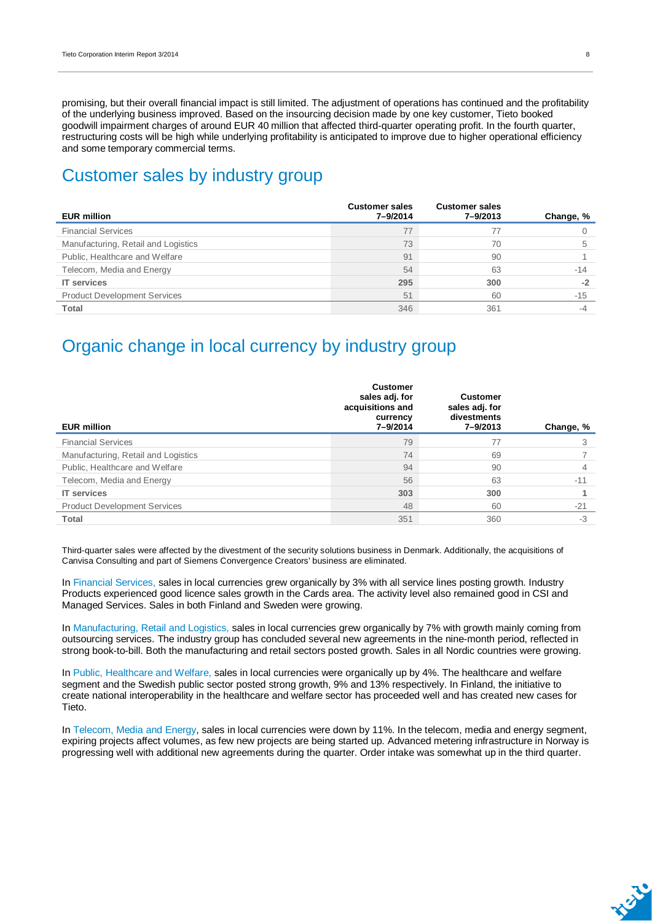promising, but their overall financial impact is still limited. The adjustment of operations has continued and the profitability of the underlying business improved. Based on the insourcing decision made by one key customer, Tieto booked goodwill impairment charges of around EUR 40 million that affected third-quarter operating profit. In the fourth quarter, restructuring costs will be high while underlying profitability is anticipated to improve due to higher operational efficiency and some temporary commercial terms.

## Customer sales by industry group

| EUR million | Customer sales 7–9/2014 | Customer sales 7–9/2013 | Change, % |
|---|---|---|---|
| Financial Services | 77 | 77 | 0 |
| Manufacturing, Retail and Logistics | 73 | 70 | 5 |
| Public, Healthcare and Welfare | 91 | 90 | 1 |
| Telecom, Media and Energy | 54 | 63 | -14 |
| **IT services** | **295** | **300** | **-2** |
| Product Development Services | 51 | 60 | -15 |
| **Total** | 346 | 361 | -4 |

## Organic change in local currency by industry group

| EUR million | Customer sales adj. for acquisitions and currency 7–9/2014 | Customer sales adj. for divestments 7–9/2013 | Change, % |
|---|---|---|---|
| Financial Services | 79 | 77 | 3 |
| Manufacturing, Retail and Logistics | 74 | 69 | 7 |
| Public, Healthcare and Welfare | 94 | 90 | 4 |
| Telecom, Media and Energy | 56 | 63 | -11 |
| **IT services** | **303** | **300** | **1** |
| Product Development Services | 48 | 60 | -21 |
| **Total** | 351 | 360 | -3 |

Third-quarter sales were affected by the divestment of the security solutions business in Denmark. Additionally, the acquisitions of Canvisa Consulting and part of Siemens Convergence Creators' business are eliminated.

In Financial Services, sales in local currencies grew organically by 3% with all service lines posting growth. Industry Products experienced good licence sales growth in the Cards area. The activity level also remained good in CSI and Managed Services. Sales in both Finland and Sweden were growing.

In Manufacturing, Retail and Logistics, sales in local currencies grew organically by 7% with growth mainly coming from outsourcing services. The industry group has concluded several new agreements in the nine-month period, reflected in strong book-to-bill. Both the manufacturing and retail sectors posted growth. Sales in all Nordic countries were growing.

In Public, Healthcare and Welfare, sales in local currencies were organically up by 4%. The healthcare and welfare segment and the Swedish public sector posted strong growth, 9% and 13% respectively. In Finland, the initiative to create national interoperability in the healthcare and welfare sector has proceeded well and has created new cases for Tieto.

In Telecom, Media and Energy, sales in local currencies were down by 11%. In the telecom, media and energy segment, expiring projects affect volumes, as few new projects are being started up. Advanced metering infrastructure in Norway is progressing well with additional new agreements during the quarter. Order intake was somewhat up in the third quarter.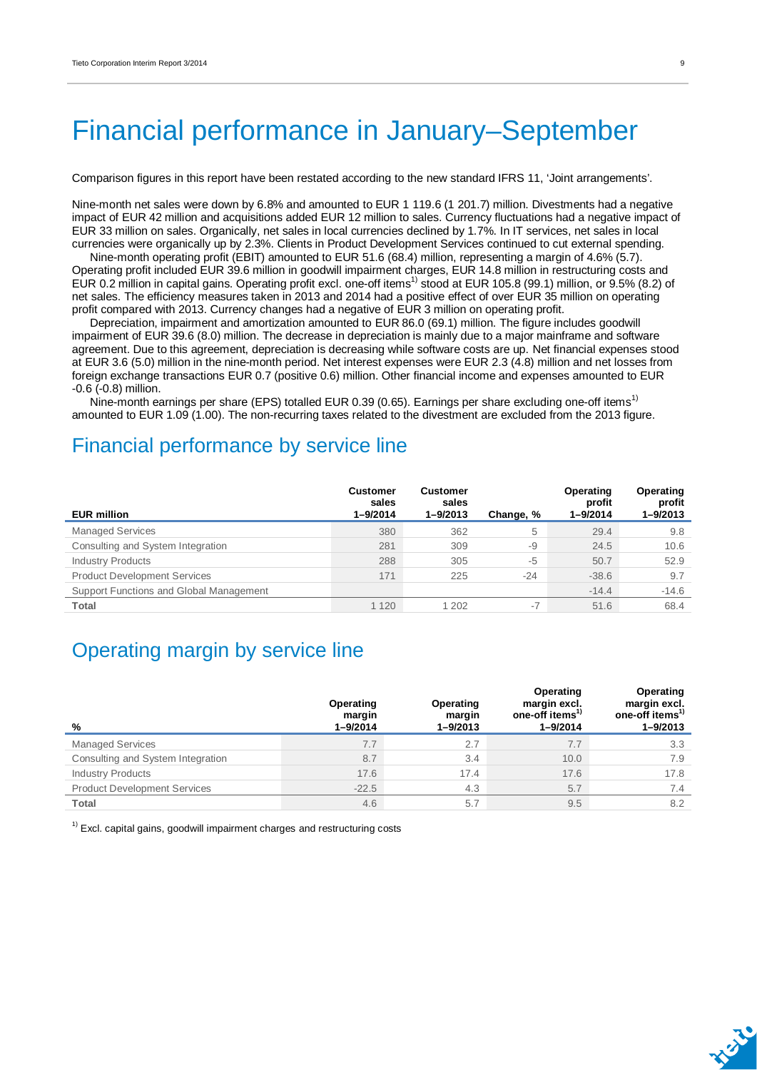# Financial performance in January–September

Comparison figures in this report have been restated according to the new standard IFRS 11, 'Joint arrangements'.

Nine-month net sales were down by 6.8% and amounted to EUR 1 119.6 (1 201.7) million. Divestments had a negative impact of EUR 42 million and acquisitions added EUR 12 million to sales. Currency fluctuations had a negative impact of EUR 33 million on sales. Organically, net sales in local currencies declined by 1.7%. In IT services, net sales in local currencies were organically up by 2.3%. Clients in Product Development Services continued to cut external spending.

Nine-month operating profit (EBIT) amounted to EUR 51.6 (68.4) million, representing a margin of 4.6% (5.7). Operating profit included EUR 39.6 million in goodwill impairment charges, EUR 14.8 million in restructuring costs and EUR 0.2 million in capital gains. Operating profit excl. one-off items[1] stood at EUR 105.8 (99.1) million, or 9.5% (8.2) of net sales. The efficiency measures taken in 2013 and 2014 had a positive effect of over EUR 35 million on operating profit compared with 2013. Currency changes had a negative of EUR 3 million on operating profit.

Depreciation, impairment and amortization amounted to EUR 86.0 (69.1) million. The figure includes goodwill impairment of EUR 39.6 (8.0) million. The decrease in depreciation is mainly due to a major mainframe and software agreement. Due to this agreement, depreciation is decreasing while software costs are up. Net financial expenses stood at EUR 3.6 (5.0) million in the nine-month period. Net interest expenses were EUR 2.3 (4.8) million and net losses from foreign exchange transactions EUR 0.7 (positive 0.6) million. Other financial income and expenses amounted to EUR -0.6 (-0.8) million.

Nine-month earnings per share (EPS) totalled EUR 0.39 (0.65). Earnings per share excluding one-off items[1] amounted to EUR 1.09 (1.00). The non-recurring taxes related to the divestment are excluded from the 2013 figure.

## Financial performance by service line

| EUR million | Customer sales 1–9/2014 | Customer sales 1–9/2013 | Change, % | Operating profit 1–9/2014 | Operating profit 1–9/2013 |
|---|---|---|---|---|---|
| Managed Services | 380 | 362 | 5 | 29.4 | 9.8 |
| Consulting and System Integration | 281 | 309 | -9 | 24.5 | 10.6 |
| Industry Products | 288 | 305 | -5 | 50.7 | 52.9 |
| Product Development Services | 171 | 225 | -24 | -38.6 | 9.7 |
| Support Functions and Global Management | | | | -14.4 | -14.6 |
| **Total** | 1 120 | 1 202 | -7 | 51.6 | 68.4 |

## Operating margin by service line

| % | Operating margin 1–9/2014 | Operating margin 1–9/2013 | Operating margin excl. one-off items[1] 1–9/2014 | Operating margin excl. one-off items[1] 1–9/2013 |
|---|---|---|---|---|
| Managed Services | 7.7 | 2.7 | 7.7 | 3.3 |
| Consulting and System Integration | 8.7 | 3.4 | 10.0 | 7.9 |
| Industry Products | 17.6 | 17.4 | 17.6 | 17.8 |
| Product Development Services | -22.5 | 4.3 | 5.7 | 7.4 |
| **Total** | 4.6 | 5.7 | 9.5 | 8.2 |

[1] Excl. capital gains, goodwill impairment charges and restructuring costs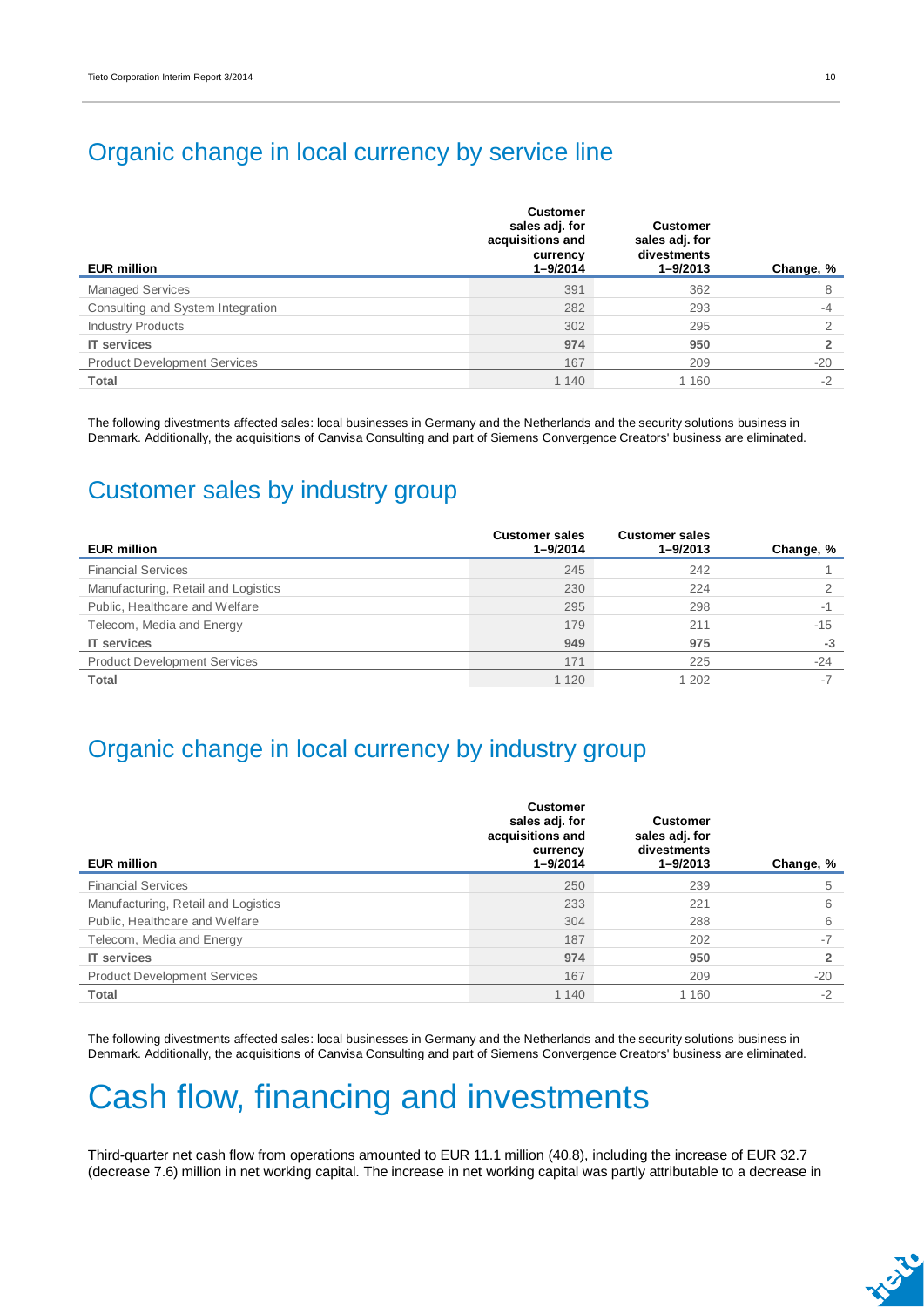## Organic change in local currency by service line

| EUR million | Customer sales adj. for acquisitions and currency 1–9/2014 | Customer sales adj. for divestments 1–9/2013 | Change, % |
|---|---|---|---|
| Managed Services | 391 | 362 | 8 |
| Consulting and System Integration | 282 | 293 | -4 |
| Industry Products | 302 | 295 | 2 |
| **IT services** | **974** | **950** | **2** |
| Product Development Services | 167 | 209 | -20 |
| **Total** | 1 140 | 1 160 | -2 |

The following divestments affected sales: local businesses in Germany and the Netherlands and the security solutions business in Denmark. Additionally, the acquisitions of Canvisa Consulting and part of Siemens Convergence Creators' business are eliminated.

## Customer sales by industry group

| EUR million | Customer sales 1–9/2014 | Customer sales 1–9/2013 | Change, % |
|---|---|---|---|
| Financial Services | 245 | 242 | 1 |
| Manufacturing, Retail and Logistics | 230 | 224 | 2 |
| Public, Healthcare and Welfare | 295 | 298 | -1 |
| Telecom, Media and Energy | 179 | 211 | -15 |
| **IT services** | **949** | **975** | **-3** |
| Product Development Services | 171 | 225 | -24 |
| **Total** | 1 120 | 1 202 | -7 |

## Organic change in local currency by industry group

| EUR million | Customer sales adj. for acquisitions and currency 1–9/2014 | Customer sales adj. for divestments 1–9/2013 | Change, % |
|---|---|---|---|
| Financial Services | 250 | 239 | 5 |
| Manufacturing, Retail and Logistics | 233 | 221 | 6 |
| Public, Healthcare and Welfare | 304 | 288 | 6 |
| Telecom, Media and Energy | 187 | 202 | -7 |
| **IT services** | **974** | **950** | **2** |
| Product Development Services | 167 | 209 | -20 |
| **Total** | 1 140 | 1 160 | -2 |

The following divestments affected sales: local businesses in Germany and the Netherlands and the security solutions business in Denmark. Additionally, the acquisitions of Canvisa Consulting and part of Siemens Convergence Creators' business are eliminated.

# Cash flow, financing and investments

Third-quarter net cash flow from operations amounted to EUR 11.1 million (40.8), including the increase of EUR 32.7 (decrease 7.6) million in net working capital. The increase in net working capital was partly attributable to a decrease in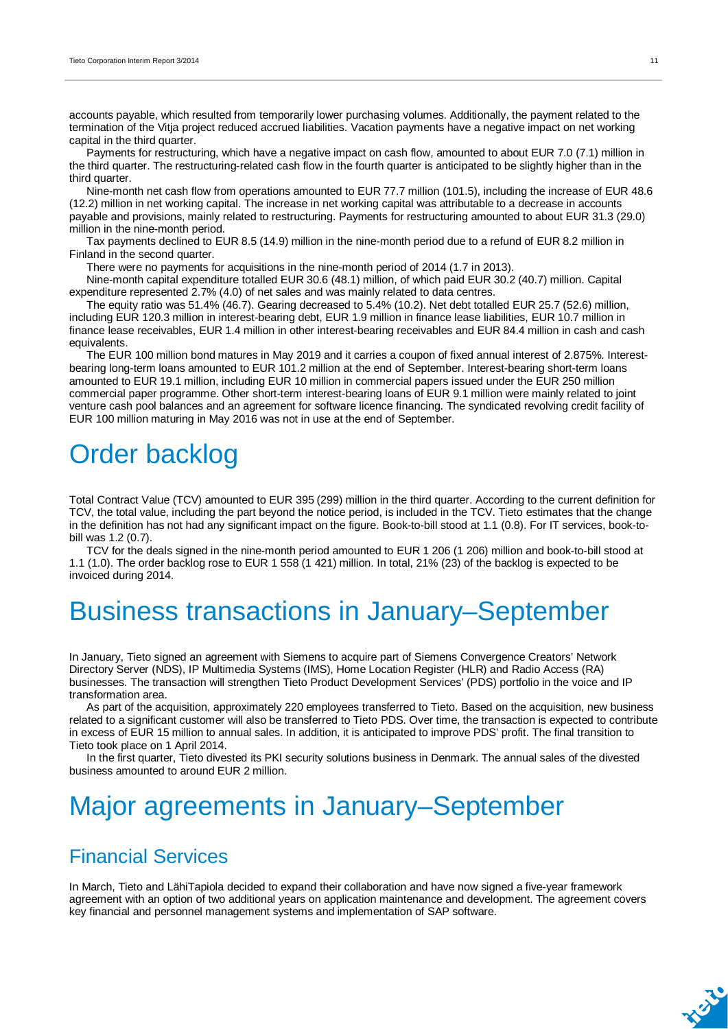accounts payable, which resulted from temporarily lower purchasing volumes. Additionally, the payment related to the termination of the Vitja project reduced accrued liabilities. Vacation payments have a negative impact on net working capital in the third quarter.

Payments for restructuring, which have a negative impact on cash flow, amounted to about EUR 7.0 (7.1) million in the third quarter. The restructuring-related cash flow in the fourth quarter is anticipated to be slightly higher than in the third quarter.

Nine-month net cash flow from operations amounted to EUR 77.7 million (101.5), including the increase of EUR 48.6 (12.2) million in net working capital. The increase in net working capital was attributable to a decrease in accounts payable and provisions, mainly related to restructuring. Payments for restructuring amounted to about EUR 31.3 (29.0) million in the nine-month period.

Tax payments declined to EUR 8.5 (14.9) million in the nine-month period due to a refund of EUR 8.2 million in Finland in the second quarter.

There were no payments for acquisitions in the nine-month period of 2014 (1.7 in 2013).

Nine-month capital expenditure totalled EUR 30.6 (48.1) million, of which paid EUR 30.2 (40.7) million. Capital expenditure represented 2.7% (4.0) of net sales and was mainly related to data centres.

The equity ratio was 51.4% (46.7). Gearing decreased to 5.4% (10.2). Net debt totalled EUR 25.7 (52.6) million, including EUR 120.3 million in interest-bearing debt, EUR 1.9 million in finance lease liabilities, EUR 10.7 million in finance lease receivables, EUR 1.4 million in other interest-bearing receivables and EUR 84.4 million in cash and cash equivalents.

The EUR 100 million bond matures in May 2019 and it carries a coupon of fixed annual interest of 2.875%. Interest-bearing long-term loans amounted to EUR 101.2 million at the end of September. Interest-bearing short-term loans amounted to EUR 19.1 million, including EUR 10 million in commercial papers issued under the EUR 250 million commercial paper programme. Other short-term interest-bearing loans of EUR 9.1 million were mainly related to joint venture cash pool balances and an agreement for software licence financing. The syndicated revolving credit facility of EUR 100 million maturing in May 2016 was not in use at the end of September.

# Order backlog

Total Contract Value (TCV) amounted to EUR 395 (299) million in the third quarter. According to the current definition for TCV, the total value, including the part beyond the notice period, is included in the TCV. Tieto estimates that the change in the definition has not had any significant impact on the figure. Book-to-bill stood at 1.1 (0.8). For IT services, book-to-bill was 1.2 (0.7).

TCV for the deals signed in the nine-month period amounted to EUR 1 206 (1 206) million and book-to-bill stood at 1.1 (1.0). The order backlog rose to EUR 1 558 (1 421) million. In total, 21% (23) of the backlog is expected to be invoiced during 2014.

# Business transactions in January–September

In January, Tieto signed an agreement with Siemens to acquire part of Siemens Convergence Creators' Network Directory Server (NDS), IP Multimedia Systems (IMS), Home Location Register (HLR) and Radio Access (RA) businesses. The transaction will strengthen Tieto Product Development Services' (PDS) portfolio in the voice and IP transformation area.

As part of the acquisition, approximately 220 employees transferred to Tieto. Based on the acquisition, new business related to a significant customer will also be transferred to Tieto PDS. Over time, the transaction is expected to contribute in excess of EUR 15 million to annual sales. In addition, it is anticipated to improve PDS' profit. The final transition to Tieto took place on 1 April 2014.

In the first quarter, Tieto divested its PKI security solutions business in Denmark. The annual sales of the divested business amounted to around EUR 2 million.

# Major agreements in January–September

## Financial Services

In March, Tieto and LähiTapiola decided to expand their collaboration and have now signed a five-year framework agreement with an option of two additional years on application maintenance and development. The agreement covers key financial and personnel management systems and implementation of SAP software.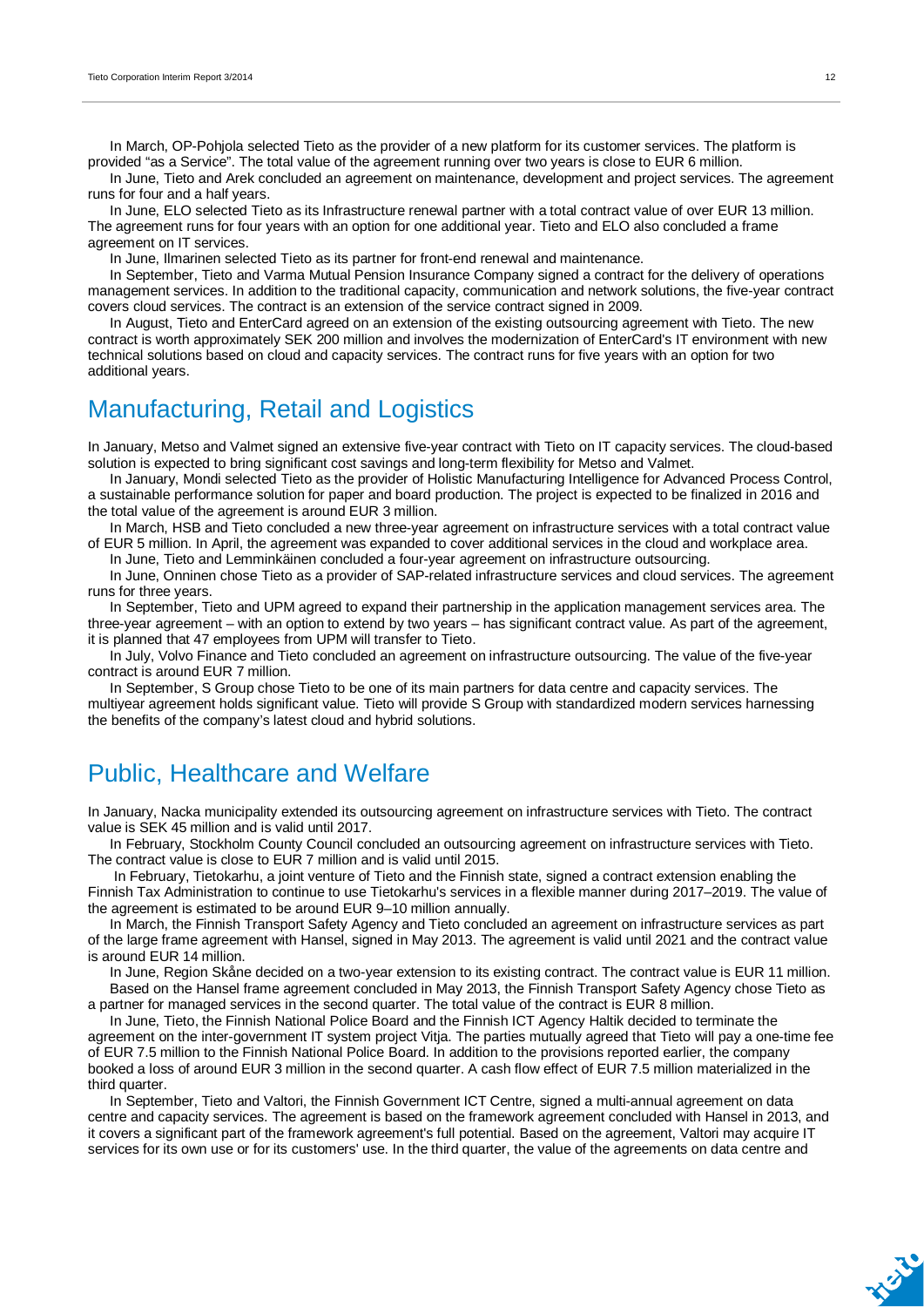In March, OP-Pohjola selected Tieto as the provider of a new platform for its customer services. The platform is provided "as a Service". The total value of the agreement running over two years is close to EUR 6 million.

In June, Tieto and Arek concluded an agreement on maintenance, development and project services. The agreement runs for four and a half years.

In June, ELO selected Tieto as its Infrastructure renewal partner with a total contract value of over EUR 13 million. The agreement runs for four years with an option for one additional year. Tieto and ELO also concluded a frame agreement on IT services.

In June, Ilmarinen selected Tieto as its partner for front-end renewal and maintenance.

In September, Tieto and Varma Mutual Pension Insurance Company signed a contract for the delivery of operations management services. In addition to the traditional capacity, communication and network solutions, the five-year contract covers cloud services. The contract is an extension of the service contract signed in 2009.

In August, Tieto and EnterCard agreed on an extension of the existing outsourcing agreement with Tieto. The new contract is worth approximately SEK 200 million and involves the modernization of EnterCard's IT environment with new technical solutions based on cloud and capacity services. The contract runs for five years with an option for two additional years.

## Manufacturing, Retail and Logistics

In January, Metso and Valmet signed an extensive five-year contract with Tieto on IT capacity services. The cloud-based solution is expected to bring significant cost savings and long-term flexibility for Metso and Valmet.

In January, Mondi selected Tieto as the provider of Holistic Manufacturing Intelligence for Advanced Process Control, a sustainable performance solution for paper and board production. The project is expected to be finalized in 2016 and the total value of the agreement is around EUR 3 million.

In March, HSB and Tieto concluded a new three-year agreement on infrastructure services with a total contract value of EUR 5 million. In April, the agreement was expanded to cover additional services in the cloud and workplace area.

In June, Tieto and Lemminkäinen concluded a four-year agreement on infrastructure outsourcing.

In June, Onninen chose Tieto as a provider of SAP-related infrastructure services and cloud services. The agreement runs for three years.

In September, Tieto and UPM agreed to expand their partnership in the application management services area. The three-year agreement – with an option to extend by two years – has significant contract value. As part of the agreement, it is planned that 47 employees from UPM will transfer to Tieto.

In July, Volvo Finance and Tieto concluded an agreement on infrastructure outsourcing. The value of the five-year contract is around EUR 7 million.

In September, S Group chose Tieto to be one of its main partners for data centre and capacity services. The multiyear agreement holds significant value. Tieto will provide S Group with standardized modern services harnessing the benefits of the company's latest cloud and hybrid solutions.

## Public, Healthcare and Welfare

In January, Nacka municipality extended its outsourcing agreement on infrastructure services with Tieto. The contract value is SEK 45 million and is valid until 2017.

In February, Stockholm County Council concluded an outsourcing agreement on infrastructure services with Tieto. The contract value is close to EUR 7 million and is valid until 2015.

In February, Tietokarhu, a joint venture of Tieto and the Finnish state, signed a contract extension enabling the Finnish Tax Administration to continue to use Tietokarhu's services in a flexible manner during 2017–2019. The value of the agreement is estimated to be around EUR 9–10 million annually.

In March, the Finnish Transport Safety Agency and Tieto concluded an agreement on infrastructure services as part of the large frame agreement with Hansel, signed in May 2013. The agreement is valid until 2021 and the contract value is around EUR 14 million.

In June, Region Skåne decided on a two-year extension to its existing contract. The contract value is EUR 11 million.

Based on the Hansel frame agreement concluded in May 2013, the Finnish Transport Safety Agency chose Tieto as a partner for managed services in the second quarter. The total value of the contract is EUR 8 million.

In June, Tieto, the Finnish National Police Board and the Finnish ICT Agency Haltik decided to terminate the agreement on the inter-government IT system project Vitja. The parties mutually agreed that Tieto will pay a one-time fee of EUR 7.5 million to the Finnish National Police Board. In addition to the provisions reported earlier, the company booked a loss of around EUR 3 million in the second quarter. A cash flow effect of EUR 7.5 million materialized in the third quarter.

In September, Tieto and Valtori, the Finnish Government ICT Centre, signed a multi-annual agreement on data centre and capacity services. The agreement is based on the framework agreement concluded with Hansel in 2013, and it covers a significant part of the framework agreement's full potential. Based on the agreement, Valtori may acquire IT services for its own use or for its customers' use. In the third quarter, the value of the agreements on data centre and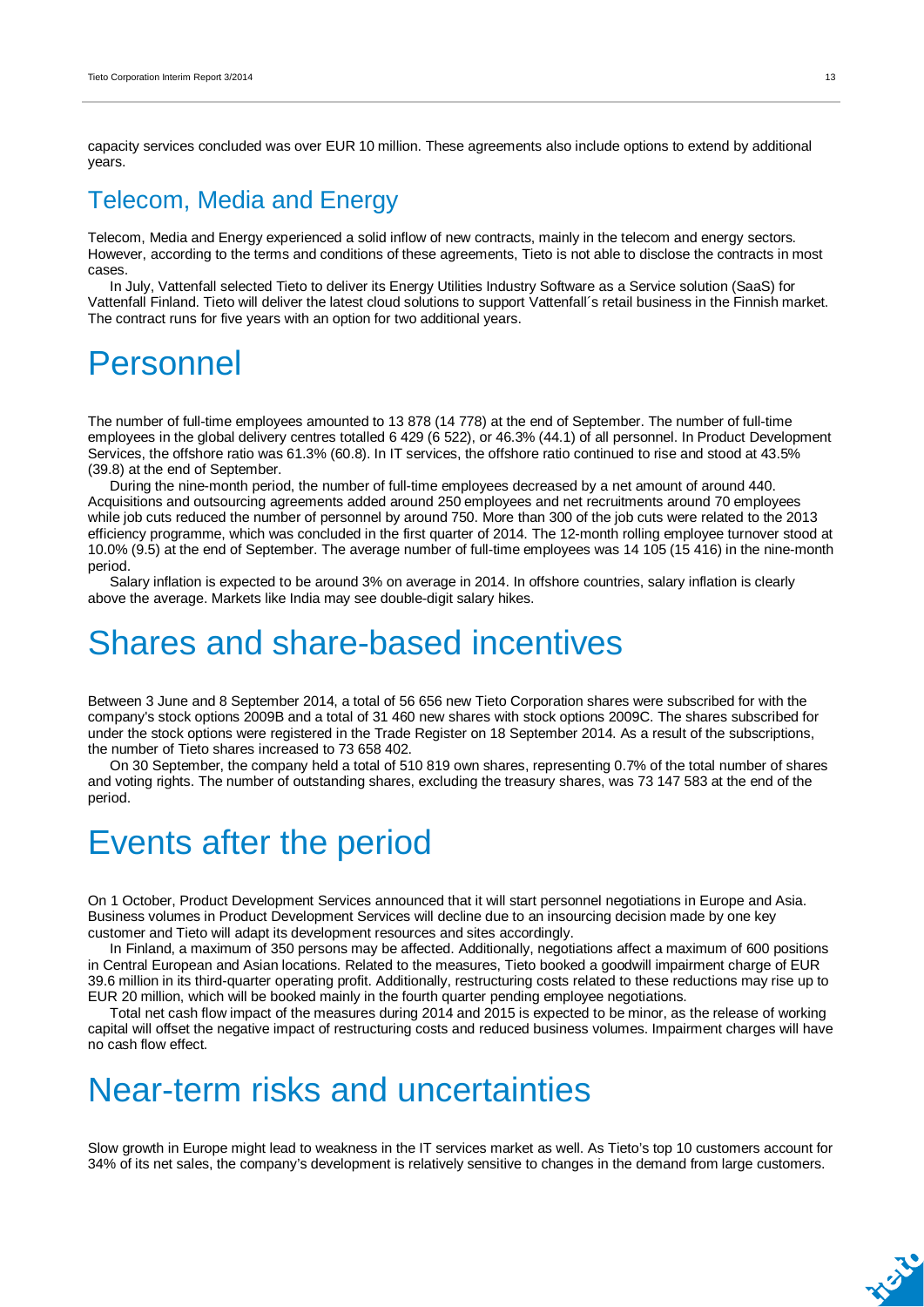capacity services concluded was over EUR 10 million. These agreements also include options to extend by additional years.

## Telecom, Media and Energy

Telecom, Media and Energy experienced a solid inflow of new contracts, mainly in the telecom and energy sectors. However, according to the terms and conditions of these agreements, Tieto is not able to disclose the contracts in most cases.

In July, Vattenfall selected Tieto to deliver its Energy Utilities Industry Software as a Service solution (SaaS) for Vattenfall Finland. Tieto will deliver the latest cloud solutions to support Vattenfall´s retail business in the Finnish market. The contract runs for five years with an option for two additional years.

# Personnel

The number of full-time employees amounted to 13 878 (14 778) at the end of September. The number of full-time employees in the global delivery centres totalled 6 429 (6 522), or 46.3% (44.1) of all personnel. In Product Development Services, the offshore ratio was 61.3% (60.8). In IT services, the offshore ratio continued to rise and stood at 43.5% (39.8) at the end of September.

During the nine-month period, the number of full-time employees decreased by a net amount of around 440. Acquisitions and outsourcing agreements added around 250 employees and net recruitments around 70 employees while job cuts reduced the number of personnel by around 750. More than 300 of the job cuts were related to the 2013 efficiency programme, which was concluded in the first quarter of 2014. The 12-month rolling employee turnover stood at 10.0% (9.5) at the end of September. The average number of full-time employees was 14 105 (15 416) in the nine-month period.

Salary inflation is expected to be around 3% on average in 2014. In offshore countries, salary inflation is clearly above the average. Markets like India may see double-digit salary hikes.

# Shares and share-based incentives

Between 3 June and 8 September 2014, a total of 56 656 new Tieto Corporation shares were subscribed for with the company's stock options 2009B and a total of 31 460 new shares with stock options 2009C. The shares subscribed for under the stock options were registered in the Trade Register on 18 September 2014. As a result of the subscriptions, the number of Tieto shares increased to 73 658 402.

On 30 September, the company held a total of 510 819 own shares, representing 0.7% of the total number of shares and voting rights. The number of outstanding shares, excluding the treasury shares, was 73 147 583 at the end of the period.

# Events after the period

On 1 October, Product Development Services announced that it will start personnel negotiations in Europe and Asia. Business volumes in Product Development Services will decline due to an insourcing decision made by one key customer and Tieto will adapt its development resources and sites accordingly.

In Finland, a maximum of 350 persons may be affected. Additionally, negotiations affect a maximum of 600 positions in Central European and Asian locations. Related to the measures, Tieto booked a goodwill impairment charge of EUR 39.6 million in its third-quarter operating profit. Additionally, restructuring costs related to these reductions may rise up to EUR 20 million, which will be booked mainly in the fourth quarter pending employee negotiations.

Total net cash flow impact of the measures during 2014 and 2015 is expected to be minor, as the release of working capital will offset the negative impact of restructuring costs and reduced business volumes. Impairment charges will have no cash flow effect.

# Near-term risks and uncertainties

Slow growth in Europe might lead to weakness in the IT services market as well. As Tieto's top 10 customers account for 34% of its net sales, the company's development is relatively sensitive to changes in the demand from large customers.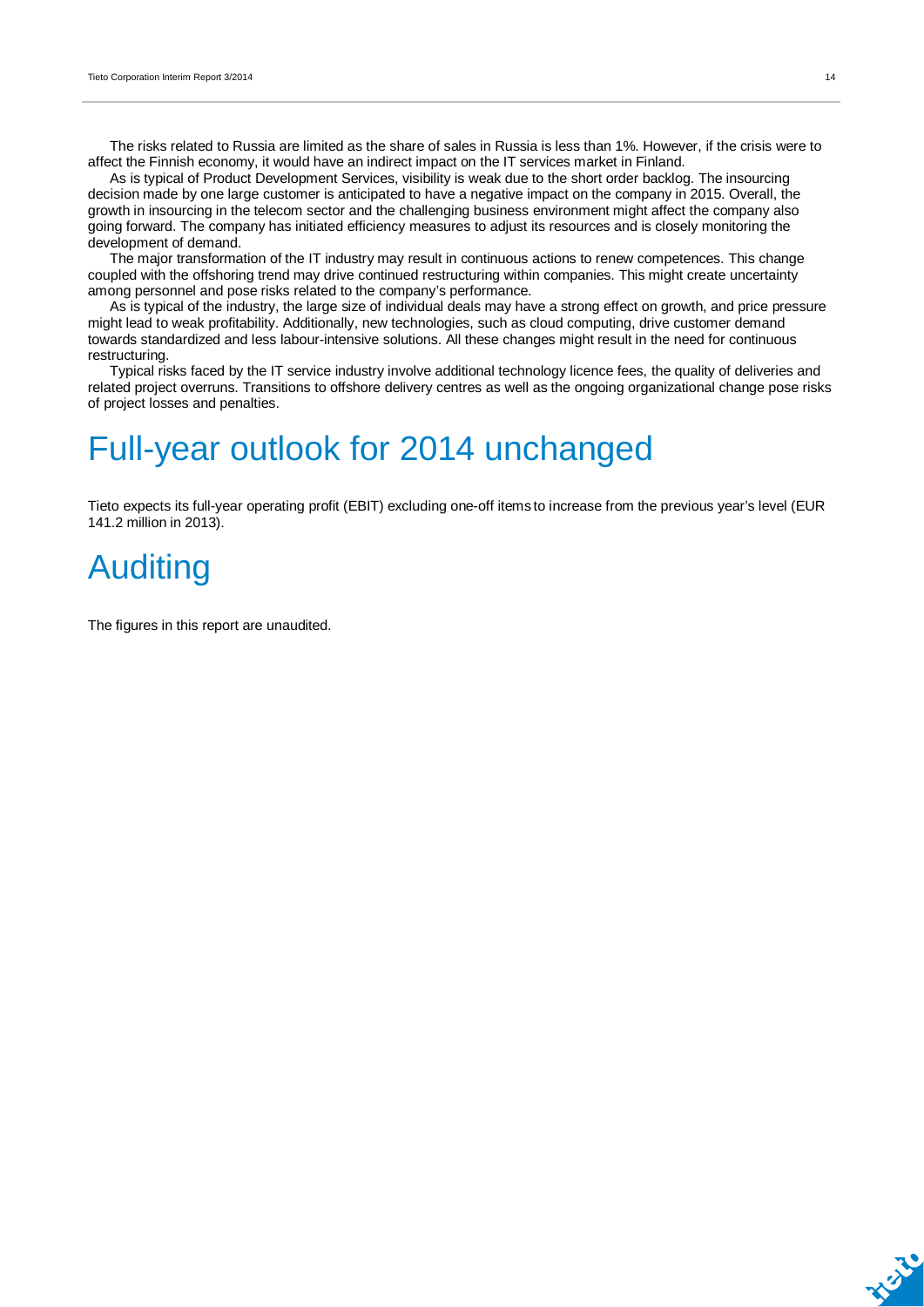The risks related to Russia are limited as the share of sales in Russia is less than 1%. However, if the crisis were to affect the Finnish economy, it would have an indirect impact on the IT services market in Finland.

As is typical of Product Development Services, visibility is weak due to the short order backlog. The insourcing decision made by one large customer is anticipated to have a negative impact on the company in 2015. Overall, the growth in insourcing in the telecom sector and the challenging business environment might affect the company also going forward. The company has initiated efficiency measures to adjust its resources and is closely monitoring the development of demand.

The major transformation of the IT industry may result in continuous actions to renew competences. This change coupled with the offshoring trend may drive continued restructuring within companies. This might create uncertainty among personnel and pose risks related to the company's performance.

As is typical of the industry, the large size of individual deals may have a strong effect on growth, and price pressure might lead to weak profitability. Additionally, new technologies, such as cloud computing, drive customer demand towards standardized and less labour-intensive solutions. All these changes might result in the need for continuous restructuring.

Typical risks faced by the IT service industry involve additional technology licence fees, the quality of deliveries and related project overruns. Transitions to offshore delivery centres as well as the ongoing organizational change pose risks of project losses and penalties.

# Full-year outlook for 2014 unchanged

Tieto expects its full-year operating profit (EBIT) excluding one-off items to increase from the previous year's level (EUR 141.2 million in 2013).

# Auditing

The figures in this report are unaudited.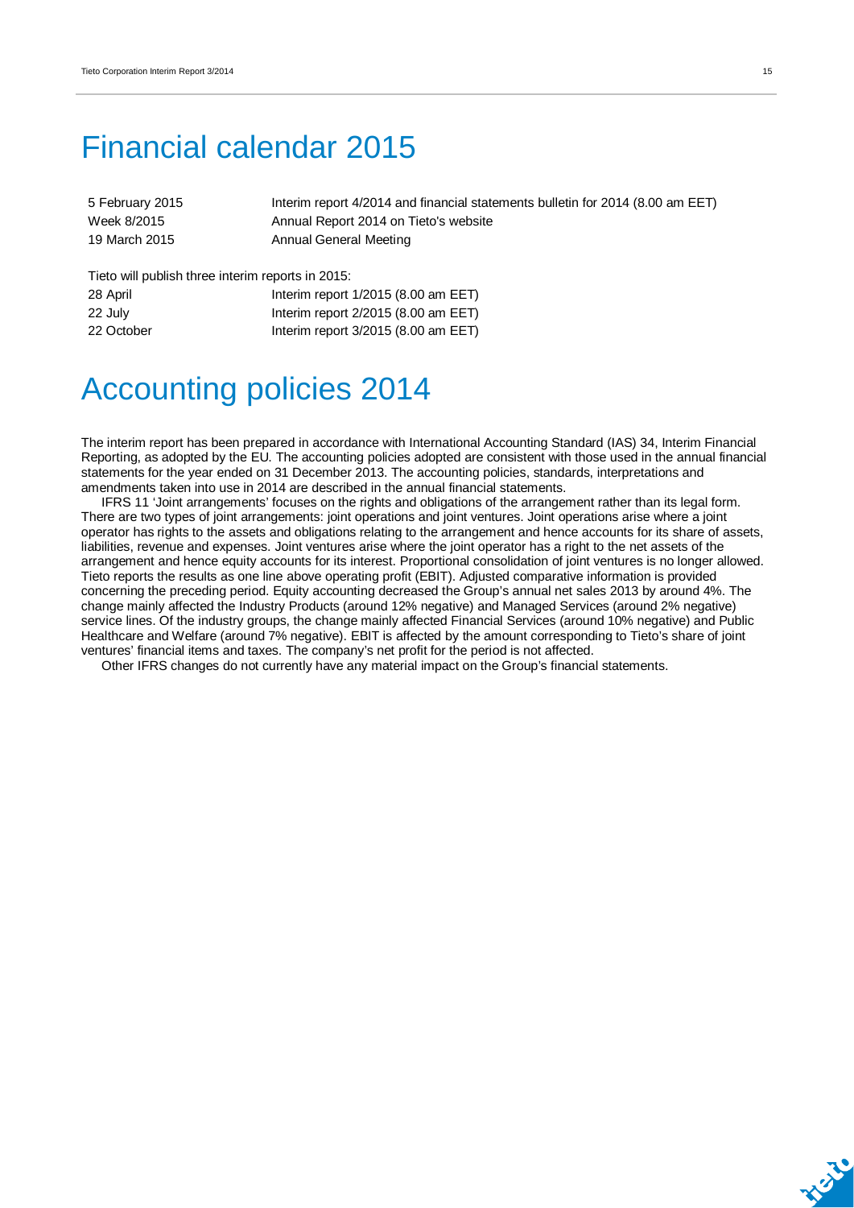# Financial calendar 2015

| | |
|---|---|
| 5 February 2015 | Interim report 4/2014 and financial statements bulletin for 2014 (8.00 am EET) |
| Week 8/2015 | Annual Report 2014 on Tieto's website |
| 19 March 2015 | Annual General Meeting |

Tieto will publish three interim reports in 2015:

| | |
|---|---|
| 28 April | Interim report 1/2015 (8.00 am EET) |
| 22 July | Interim report 2/2015 (8.00 am EET) |
| 22 October | Interim report 3/2015 (8.00 am EET) |

# Accounting policies 2014

The interim report has been prepared in accordance with International Accounting Standard (IAS) 34, Interim Financial Reporting, as adopted by the EU. The accounting policies adopted are consistent with those used in the annual financial statements for the year ended on 31 December 2013. The accounting policies, standards, interpretations and amendments taken into use in 2014 are described in the annual financial statements.

IFRS 11 'Joint arrangements' focuses on the rights and obligations of the arrangement rather than its legal form. There are two types of joint arrangements: joint operations and joint ventures. Joint operations arise where a joint operator has rights to the assets and obligations relating to the arrangement and hence accounts for its share of assets, liabilities, revenue and expenses. Joint ventures arise where the joint operator has a right to the net assets of the arrangement and hence equity accounts for its interest. Proportional consolidation of joint ventures is no longer allowed. Tieto reports the results as one line above operating profit (EBIT). Adjusted comparative information is provided concerning the preceding period. Equity accounting decreased the Group's annual net sales 2013 by around 4%. The change mainly affected the Industry Products (around 12% negative) and Managed Services (around 2% negative) service lines. Of the industry groups, the change mainly affected Financial Services (around 10% negative) and Public Healthcare and Welfare (around 7% negative). EBIT is affected by the amount corresponding to Tieto's share of joint ventures' financial items and taxes. The company's net profit for the period is not affected.

Other IFRS changes do not currently have any material impact on the Group's financial statements.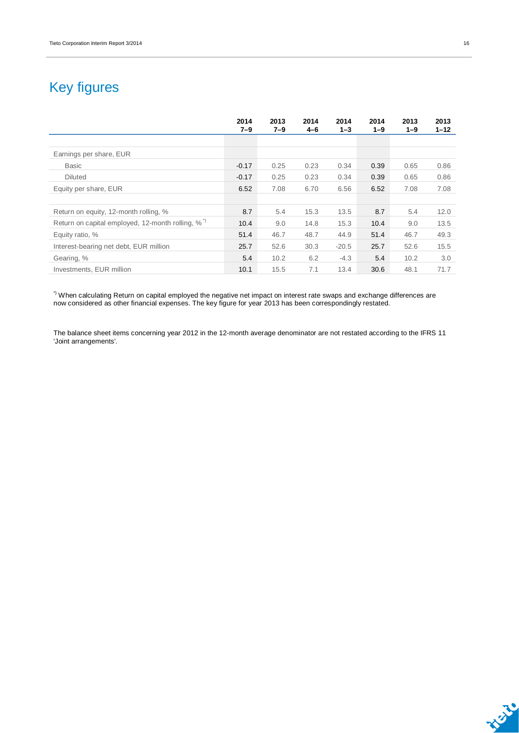# Key figures

| | 2014 7–9 | 2013 7–9 | 2014 4–6 | 2014 1–3 | 2014 1–9 | 2013 1–9 | 2013 1–12 |
|---|---|---|---|---|---|---|---|
| Earnings per share, EUR | | | | | | | |
| Basic | -0.17 | 0.25 | 0.23 | 0.34 | 0.39 | 0.65 | 0.86 |
| Diluted | -0.17 | 0.25 | 0.23 | 0.34 | 0.39 | 0.65 | 0.86 |
| Equity per share, EUR | 6.52 | 7.08 | 6.70 | 6.56 | 6.52 | 7.08 | 7.08 |
| | | | | | | | |
| Return on equity, 12-month rolling, % | 8.7 | 5.4 | 15.3 | 13.5 | 8.7 | 5.4 | 12.0 |
| Return on capital employed, 12-month rolling, % *) | 10.4 | 9.0 | 14.8 | 15.3 | 10.4 | 9.0 | 13.5 |
| Equity ratio, % | 51.4 | 46.7 | 48.7 | 44.9 | 51.4 | 46.7 | 49.3 |
| Interest-bearing net debt, EUR million | 25.7 | 52.6 | 30.3 | -20.5 | 25.7 | 52.6 | 15.5 |
| Gearing, % | 5.4 | 10.2 | 6.2 | -4.3 | 5.4 | 10.2 | 3.0 |
| Investments, EUR million | 10.1 | 15.5 | 7.1 | 13.4 | 30.6 | 48.1 | 71.7 |

*) When calculating Return on capital employed the negative net impact on interest rate swaps and exchange differences are now considered as other financial expenses. The key figure for year 2013 has been correspondingly restated.

The balance sheet items concerning year 2012 in the 12-month average denominator are not restated according to the IFRS 11 'Joint arrangements'.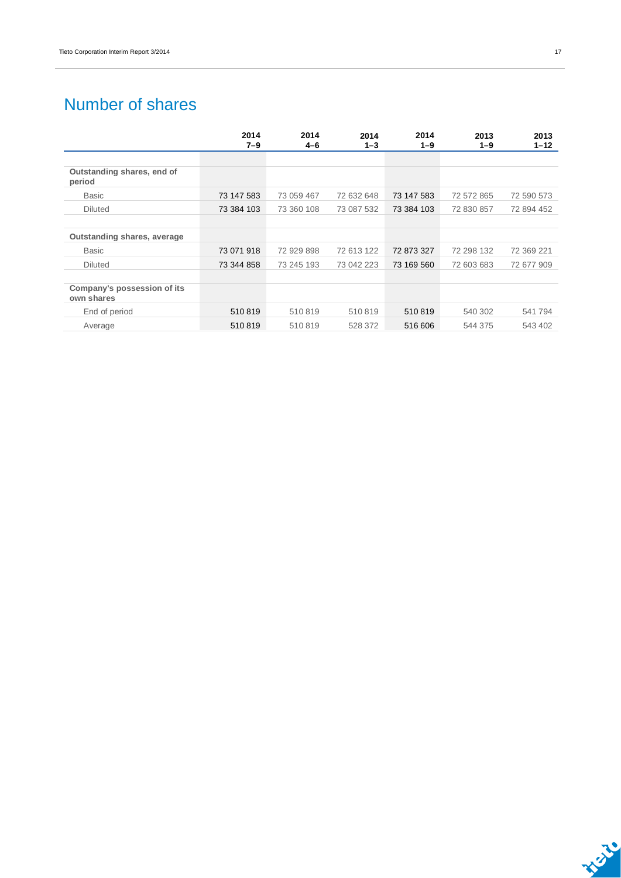# Number of shares

| | 2014 7–9 | 2014 4–6 | 2014 1–3 | 2014 1–9 | 2013 1–9 | 2013 1–12 |
|---|---|---|---|---|---|---|
| **Outstanding shares, end of period** | | | | | | |
| Basic | 73 147 583 | 73 059 467 | 72 632 648 | 73 147 583 | 72 572 865 | 72 590 573 |
| Diluted | 73 384 103 | 73 360 108 | 73 087 532 | 73 384 103 | 72 830 857 | 72 894 452 |
| **Outstanding shares, average** | | | | | | |
| Basic | 73 071 918 | 72 929 898 | 72 613 122 | 72 873 327 | 72 298 132 | 72 369 221 |
| Diluted | 73 344 858 | 73 245 193 | 73 042 223 | 73 169 560 | 72 603 683 | 72 677 909 |
| **Company's possession of its own shares** | | | | | | |
| End of period | 510 819 | 510 819 | 510 819 | 510 819 | 540 302 | 541 794 |
| Average | 510 819 | 510 819 | 528 372 | 516 606 | 544 375 | 543 402 |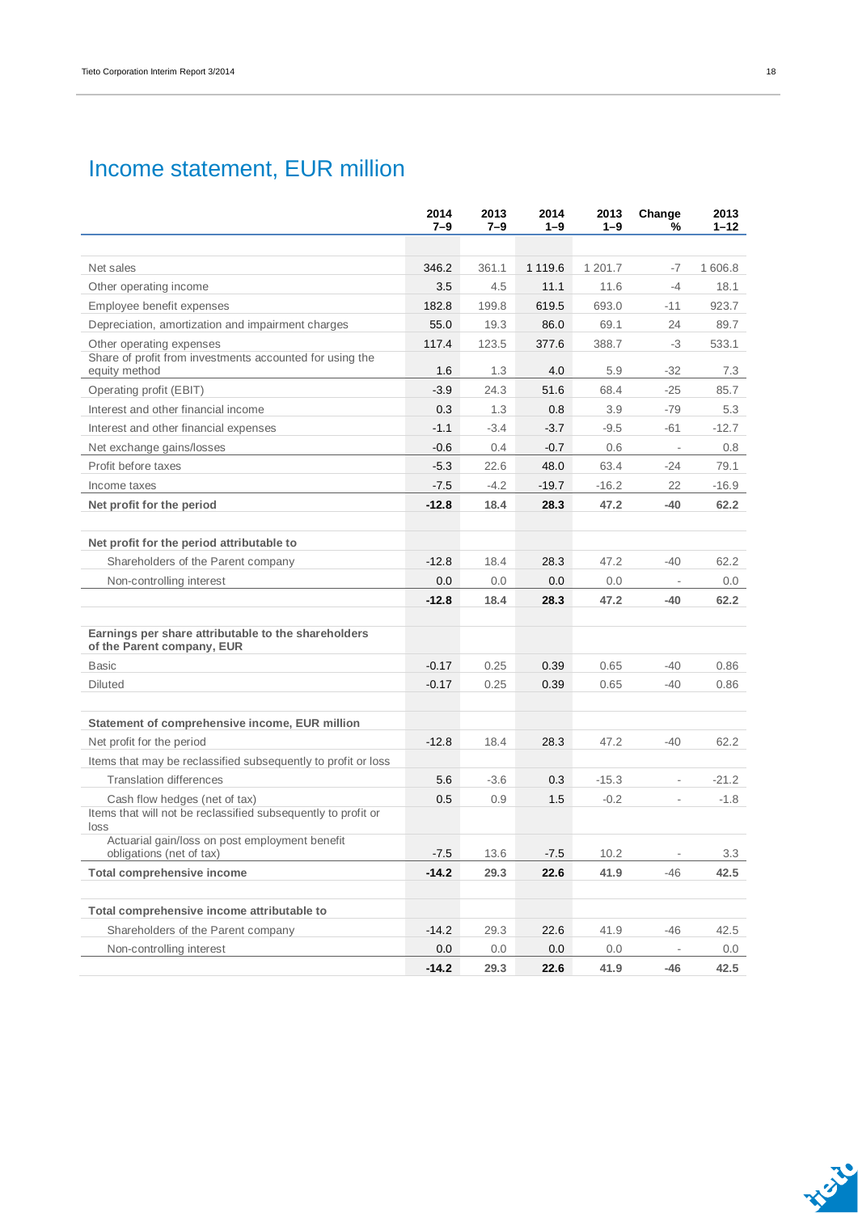# Income statement, EUR million

| | 2014 7–9 | 2013 7–9 | 2014 1–9 | 2013 1–9 | Change % | 2013 1–12 |
|---|---|---|---|---|---|---|
| Net sales | 346.2 | 361.1 | 1 119.6 | 1 201.7 | -7 | 1 606.8 |
| Other operating income | 3.5 | 4.5 | 11.1 | 11.6 | -4 | 18.1 |
| Employee benefit expenses | 182.8 | 199.8 | 619.5 | 693.0 | -11 | 923.7 |
| Depreciation, amortization and impairment charges | 55.0 | 19.3 | 86.0 | 69.1 | 24 | 89.7 |
| Other operating expenses | 117.4 | 123.5 | 377.6 | 388.7 | -3 | 533.1 |
| Share of profit from investments accounted for using the equity method | 1.6 | 1.3 | 4.0 | 5.9 | -32 | 7.3 |
| Operating profit (EBIT) | -3.9 | 24.3 | 51.6 | 68.4 | -25 | 85.7 |
| Interest and other financial income | 0.3 | 1.3 | 0.8 | 3.9 | -79 | 5.3 |
| Interest and other financial expenses | -1.1 | -3.4 | -3.7 | -9.5 | -61 | -12.7 |
| Net exchange gains/losses | -0.6 | 0.4 | -0.7 | 0.6 | - | 0.8 |
| Profit before taxes | -5.3 | 22.6 | 48.0 | 63.4 | -24 | 79.1 |
| Income taxes | -7.5 | -4.2 | -19.7 | -16.2 | 22 | -16.9 |
| **Net profit for the period** | **-12.8** | **18.4** | **28.3** | **47.2** | **-40** | **62.2** |
| | | | | | | |
| **Net profit for the period attributable to** | | | | | | |
| Shareholders of the Parent company | -12.8 | 18.4 | 28.3 | 47.2 | -40 | 62.2 |
| Non-controlling interest | 0.0 | 0.0 | 0.0 | 0.0 | - | 0.0 |
| | **-12.8** | **18.4** | **28.3** | **47.2** | **-40** | **62.2** |
| | | | | | | |
| **Earnings per share attributable to the shareholders of the Parent company, EUR** | | | | | | |
| Basic | -0.17 | 0.25 | 0.39 | 0.65 | -40 | 0.86 |
| Diluted | -0.17 | 0.25 | 0.39 | 0.65 | -40 | 0.86 |
| | | | | | | |
| **Statement of comprehensive income, EUR million** | | | | | | |
| Net profit for the period | -12.8 | 18.4 | 28.3 | 47.2 | -40 | 62.2 |
| Items that may be reclassified subsequently to profit or loss | | | | | | |
| Translation differences | 5.6 | -3.6 | 0.3 | -15.3 | - | -21.2 |
| Cash flow hedges (net of tax) | 0.5 | 0.9 | 1.5 | -0.2 | - | -1.8 |
| Items that will not be reclassified subsequently to profit or loss | | | | | | |
| Actuarial gain/loss on post employment benefit obligations (net of tax) | -7.5 | 13.6 | -7.5 | 10.2 | - | 3.3 |
| **Total comprehensive income** | **-14.2** | **29.3** | **22.6** | **41.9** | -46 | **42.5** |
| | | | | | | |
| **Total comprehensive income attributable to** | | | | | | |
| Shareholders of the Parent company | -14.2 | 29.3 | 22.6 | 41.9 | -46 | 42.5 |
| Non-controlling interest | 0.0 | 0.0 | 0.0 | 0.0 | - | 0.0 |
| | **-14.2** | **29.3** | **22.6** | **41.9** | **-46** | **42.5** |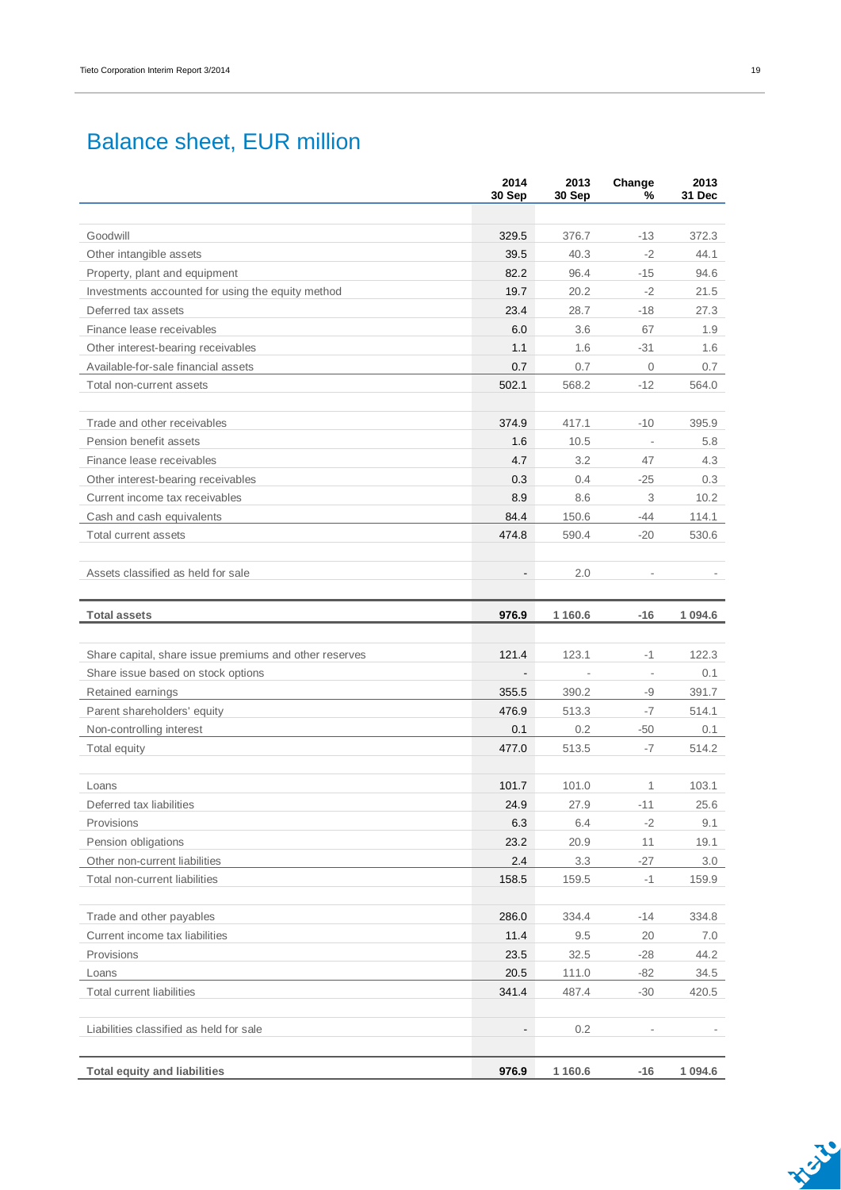# Balance sheet, EUR million

| | 2014 30 Sep | 2013 30 Sep | Change % | 2013 31 Dec |
|---|---|---|---|---|
| Goodwill | 329.5 | 376.7 | -13 | 372.3 |
| Other intangible assets | 39.5 | 40.3 | -2 | 44.1 |
| Property, plant and equipment | 82.2 | 96.4 | -15 | 94.6 |
| Investments accounted for using the equity method | 19.7 | 20.2 | -2 | 21.5 |
| Deferred tax assets | 23.4 | 28.7 | -18 | 27.3 |
| Finance lease receivables | 6.0 | 3.6 | 67 | 1.9 |
| Other interest-bearing receivables | 1.1 | 1.6 | -31 | 1.6 |
| Available-for-sale financial assets | 0.7 | 0.7 | 0 | 0.7 |
| Total non-current assets | 502.1 | 568.2 | -12 | 564.0 |
| | | | | |
| Trade and other receivables | 374.9 | 417.1 | -10 | 395.9 |
| Pension benefit assets | 1.6 | 10.5 | - | 5.8 |
| Finance lease receivables | 4.7 | 3.2 | 47 | 4.3 |
| Other interest-bearing receivables | 0.3 | 0.4 | -25 | 0.3 |
| Current income tax receivables | 8.9 | 8.6 | 3 | 10.2 |
| Cash and cash equivalents | 84.4 | 150.6 | -44 | 114.1 |
| Total current assets | 474.8 | 590.4 | -20 | 530.6 |
| | | | | |
| Assets classified as held for sale | - | 2.0 | - | - |
| | | | | |
| **Total assets** | **976.9** | **1 160.6** | **-16** | **1 094.6** |
| | | | | |
| Share capital, share issue premiums and other reserves | 121.4 | 123.1 | -1 | 122.3 |
| Share issue based on stock options | - | - | - | 0.1 |
| Retained earnings | 355.5 | 390.2 | -9 | 391.7 |
| Parent shareholders' equity | 476.9 | 513.3 | -7 | 514.1 |
| Non-controlling interest | 0.1 | 0.2 | -50 | 0.1 |
| Total equity | 477.0 | 513.5 | -7 | 514.2 |
| | | | | |
| Loans | 101.7 | 101.0 | 1 | 103.1 |
| Deferred tax liabilities | 24.9 | 27.9 | -11 | 25.6 |
| Provisions | 6.3 | 6.4 | -2 | 9.1 |
| Pension obligations | 23.2 | 20.9 | 11 | 19.1 |
| Other non-current liabilities | 2.4 | 3.3 | -27 | 3.0 |
| Total non-current liabilities | 158.5 | 159.5 | -1 | 159.9 |
| | | | | |
| Trade and other payables | 286.0 | 334.4 | -14 | 334.8 |
| Current income tax liabilities | 11.4 | 9.5 | 20 | 7.0 |
| Provisions | 23.5 | 32.5 | -28 | 44.2 |
| Loans | 20.5 | 111.0 | -82 | 34.5 |
| Total current liabilities | 341.4 | 487.4 | -30 | 420.5 |
| | | | | |
| Liabilities classified as held for sale | - | 0.2 | - | - |
| | | | | |
| **Total equity and liabilities** | **976.9** | **1 160.6** | **-16** | **1 094.6** |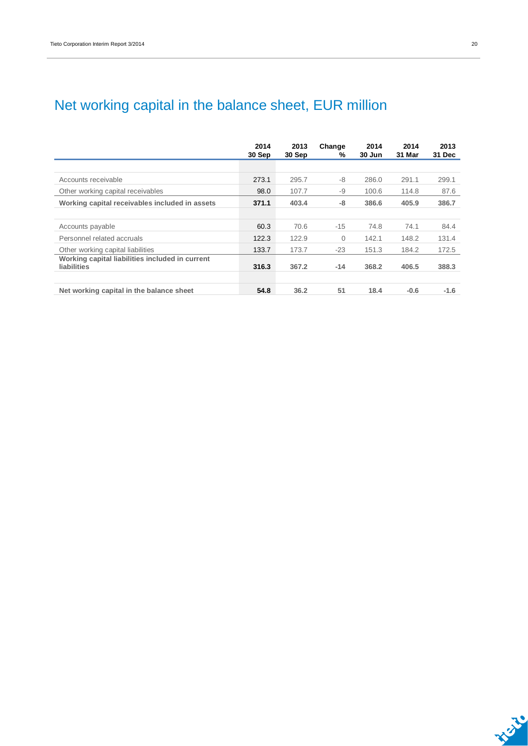# Net working capital in the balance sheet, EUR million

| | 2014 30 Sep | 2013 30 Sep | Change % | 2014 30 Jun | 2014 31 Mar | 2013 31 Dec |
|---|---|---|---|---|---|---|
| Accounts receivable | 273.1 | 295.7 | -8 | 286.0 | 291.1 | 299.1 |
| Other working capital receivables | 98.0 | 107.7 | -9 | 100.6 | 114.8 | 87.6 |
| **Working capital receivables included in assets** | **371.1** | **403.4** | **-8** | **386.6** | **405.9** | **386.7** |
| Accounts payable | 60.3 | 70.6 | -15 | 74.8 | 74.1 | 84.4 |
| Personnel related accruals | 122.3 | 122.9 | 0 | 142.1 | 148.2 | 131.4 |
| Other working capital liabilities | 133.7 | 173.7 | -23 | 151.3 | 184.2 | 172.5 |
| **Working capital liabilities included in current liabilities** | **316.3** | **367.2** | **-14** | **368.2** | **406.5** | **388.3** |
| **Net working capital in the balance sheet** | **54.8** | **36.2** | **51** | **18.4** | **-0.6** | **-1.6** |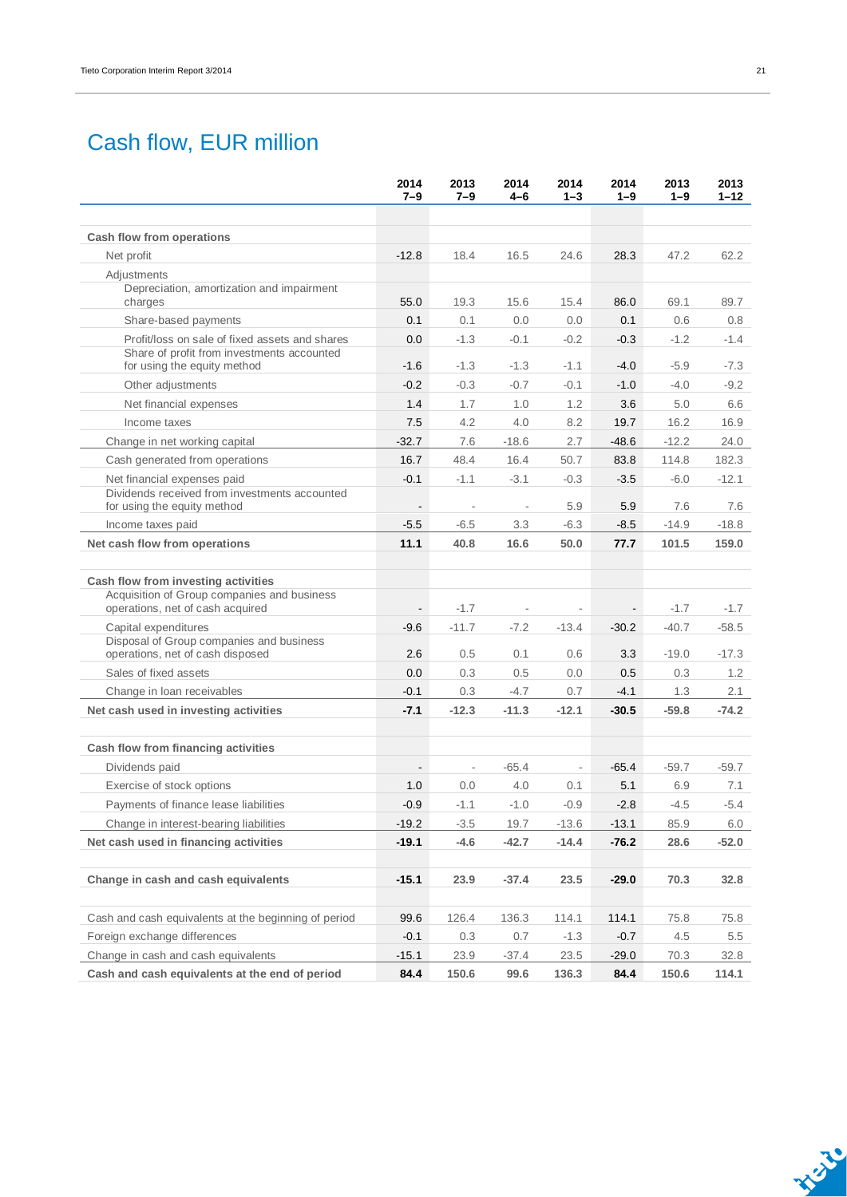# Cash flow, EUR million

| | 2014 7–9 | 2013 7–9 | 2014 4–6 | 2014 1–3 | 2014 1–9 | 2013 1–9 | 2013 1–12 |
|---|---|---|---|---|---|---|---|
| **Cash flow from operations** | | | | | | | |
| Net profit | -12.8 | 18.4 | 16.5 | 24.6 | 28.3 | 47.2 | 62.2 |
| Adjustments | | | | | | | |
| Depreciation, amortization and impairment charges | 55.0 | 19.3 | 15.6 | 15.4 | 86.0 | 69.1 | 89.7 |
| Share-based payments | 0.1 | 0.1 | 0.0 | 0.0 | 0.1 | 0.6 | 0.8 |
| Profit/loss on sale of fixed assets and shares | 0.0 | -1.3 | -0.1 | -0.2 | -0.3 | -1.2 | -1.4 |
| Share of profit from investments accounted for using the equity method | -1.6 | -1.3 | -1.3 | -1.1 | -4.0 | -5.9 | -7.3 |
| Other adjustments | -0.2 | -0.3 | -0.7 | -0.1 | -1.0 | -4.0 | -9.2 |
| Net financial expenses | 1.4 | 1.7 | 1.0 | 1.2 | 3.6 | 5.0 | 6.6 |
| Income taxes | 7.5 | 4.2 | 4.0 | 8.2 | 19.7 | 16.2 | 16.9 |
| Change in net working capital | -32.7 | 7.6 | -18.6 | 2.7 | -48.6 | -12.2 | 24.0 |
| Cash generated from operations | 16.7 | 48.4 | 16.4 | 50.7 | 83.8 | 114.8 | 182.3 |
| Net financial expenses paid | -0.1 | -1.1 | -3.1 | -0.3 | -3.5 | -6.0 | -12.1 |
| Dividends received from investments accounted for using the equity method | - | - | - | 5.9 | 5.9 | 7.6 | 7.6 |
| Income taxes paid | -5.5 | -6.5 | 3.3 | -6.3 | -8.5 | -14.9 | -18.8 |
| **Net cash flow from operations** | **11.1** | **40.8** | **16.6** | **50.0** | **77.7** | **101.5** | **159.0** |
| | | | | | | | |
| **Cash flow from investing activities** | | | | | | | |
| Acquisition of Group companies and business operations, net of cash acquired | - | -1.7 | - | - | - | -1.7 | -1.7 |
| Capital expenditures | -9.6 | -11.7 | -7.2 | -13.4 | -30.2 | -40.7 | -58.5 |
| Disposal of Group companies and business operations, net of cash disposed | 2.6 | 0.5 | 0.1 | 0.6 | 3.3 | -19.0 | -17.3 |
| Sales of fixed assets | 0.0 | 0.3 | 0.5 | 0.0 | 0.5 | 0.3 | 1.2 |
| Change in loan receivables | -0.1 | 0.3 | -4.7 | 0.7 | -4.1 | 1.3 | 2.1 |
| **Net cash used in investing activities** | **-7.1** | **-12.3** | **-11.3** | **-12.1** | **-30.5** | **-59.8** | **-74.2** |
| | | | | | | | |
| **Cash flow from financing activities** | | | | | | | |
| Dividends paid | - | - | -65.4 | - | -65.4 | -59.7 | -59.7 |
| Exercise of stock options | 1.0 | 0.0 | 4.0 | 0.1 | 5.1 | 6.9 | 7.1 |
| Payments of finance lease liabilities | -0.9 | -1.1 | -1.0 | -0.9 | -2.8 | -4.5 | -5.4 |
| Change in interest-bearing liabilities | -19.2 | -3.5 | 19.7 | -13.6 | -13.1 | 85.9 | 6.0 |
| **Net cash used in financing activities** | **-19.1** | **-4.6** | **-42.7** | **-14.4** | **-76.2** | **28.6** | **-52.0** |
| | | | | | | | |
| **Change in cash and cash equivalents** | **-15.1** | **23.9** | **-37.4** | **23.5** | **-29.0** | **70.3** | **32.8** |
| | | | | | | | |
| Cash and cash equivalents at the beginning of period | 99.6 | 126.4 | 136.3 | 114.1 | 114.1 | 75.8 | 75.8 |
| Foreign exchange differences | -0.1 | 0.3 | 0.7 | -1.3 | -0.7 | 4.5 | 5.5 |
| Change in cash and cash equivalents | -15.1 | 23.9 | -37.4 | 23.5 | -29.0 | 70.3 | 32.8 |
| **Cash and cash equivalents at the end of period** | **84.4** | **150.6** | **99.6** | **136.3** | **84.4** | **150.6** | **114.1** |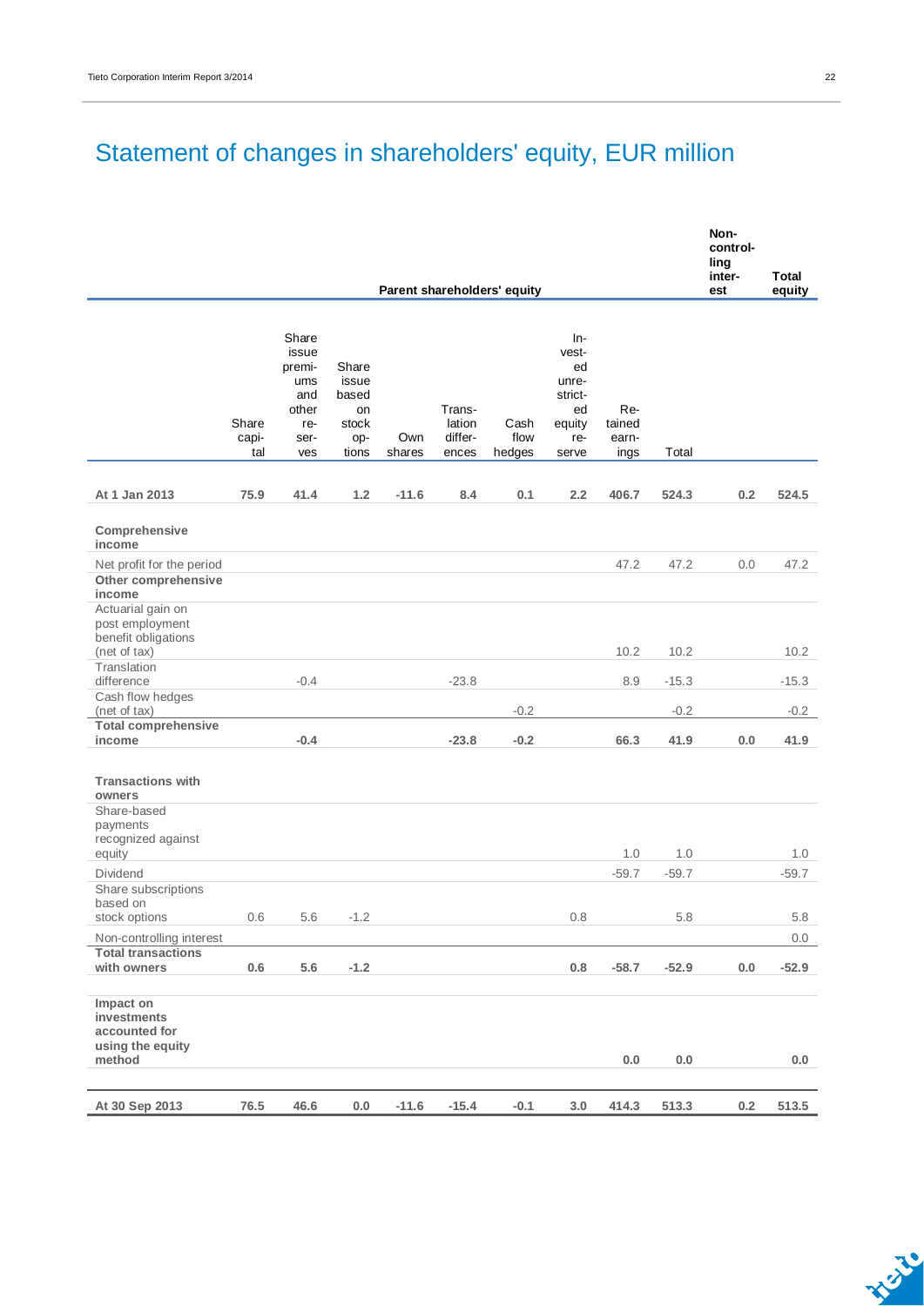# Statement of changes in shareholders' equity, EUR million

| | Parent shareholders' equity | | | | | | | | | Non-controlling interest | Total equity |
|---|---|---|---|---|---|---|---|---|---|---|---|
| | Share capital | Share issue premiums and other reserves | Share issue based on stock options | Own shares | Translation differences | Cash flow hedges | Invested unrestricted equity reserve | Retained earnings | Total | | |
| **At 1 Jan 2013** | **75.9** | **41.4** | **1.2** | **-11.6** | **8.4** | **0.1** | **2.2** | **406.7** | **524.3** | **0.2** | **524.5** |
| **Comprehensive income** | | | | | | | | | | | |
| Net profit for the period | | | | | | | | 47.2 | 47.2 | 0.0 | 47.2 |
| **Other comprehensive income** | | | | | | | | | | | |
| Actuarial gain on post employment benefit obligations (net of tax) | | | | | | | | 10.2 | 10.2 | | 10.2 |
| Translation difference | | -0.4 | | | -23.8 | | | 8.9 | -15.3 | | -15.3 |
| Cash flow hedges (net of tax) | | | | | | -0.2 | | | -0.2 | | -0.2 |
| **Total comprehensive income** | | **-0.4** | | | **-23.8** | **-0.2** | | **66.3** | **41.9** | **0.0** | **41.9** |
| **Transactions with owners** | | | | | | | | | | | |
| Share-based payments recognized against equity | | | | | | | | 1.0 | 1.0 | | 1.0 |
| Dividend | | | | | | | | -59.7 | -59.7 | | -59.7 |
| Share subscriptions based on stock options | 0.6 | 5.6 | -1.2 | | | | 0.8 | | 5.8 | | 5.8 |
| Non-controlling interest | | | | | | | | | | | 0.0 |
| **Total transactions with owners** | **0.6** | **5.6** | **-1.2** | | | | **0.8** | **-58.7** | **-52.9** | **0.0** | **-52.9** |
| **Impact on investments accounted for using the equity method** | | | | | | | | **0.0** | **0.0** | | **0.0** |
| **At 30 Sep 2013** | **76.5** | **46.6** | **0.0** | **-11.6** | **-15.4** | **-0.1** | **3.0** | **414.3** | **513.3** | **0.2** | **513.5** |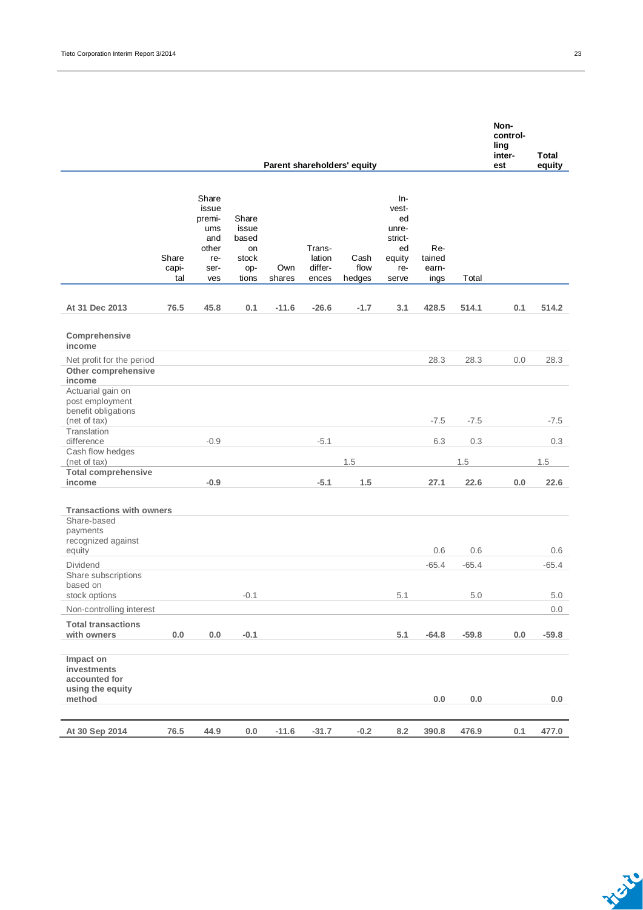| | Parent shareholders' equity | | | | | | | | | Non-controlling interest | Total equity |
|---|---|---|---|---|---|---|---|---|---|---|---|
| | Share capital | Share issue premiums and other reserves | Share issue based on stock options | Own shares | Translation differences | Cash flow hedges | Invested unrestricted equity reserve | Retained earnings | Total | | |
| **At 31 Dec 2013** | **76.5** | **45.8** | **0.1** | **-11.6** | **-26.6** | **-1.7** | **3.1** | **428.5** | **514.1** | **0.1** | **514.2** |
| **Comprehensive income** | | | | | | | | | | | |
| Net profit for the period | | | | | | | | 28.3 | 28.3 | 0.0 | 28.3 |
| **Other comprehensive income** | | | | | | | | | | | |
| Actuarial gain on post employment benefit obligations (net of tax) | | | | | | | | -7.5 | -7.5 | | -7.5 |
| Translation difference | | -0.9 | | | -5.1 | | | 6.3 | 0.3 | | 0.3 |
| Cash flow hedges (net of tax) | | | | | | 1.5 | | | 1.5 | | 1.5 |
| **Total comprehensive income** | | **-0.9** | | | **-5.1** | **1.5** | | **27.1** | **22.6** | **0.0** | **22.6** |
| **Transactions with owners** | | | | | | | | | | | |
| Share-based payments recognized against equity | | | | | | | | 0.6 | 0.6 | | 0.6 |
| Dividend | | | | | | | | -65.4 | -65.4 | | -65.4 |
| Share subscriptions based on stock options | | | -0.1 | | | | 5.1 | | 5.0 | | 5.0 |
| Non-controlling interest | | | | | | | | | | | 0.0 |
| **Total transactions with owners** | **0.0** | **0.0** | **-0.1** | | | | **5.1** | **-64.8** | **-59.8** | **0.0** | **-59.8** |
| **Impact on investments accounted for using the equity method** | | | | | | | | **0.0** | **0.0** | | **0.0** |
| **At 30 Sep 2014** | **76.5** | **44.9** | **0.0** | **-11.6** | **-31.7** | **-0.2** | **8.2** | **390.8** | **476.9** | **0.1** | **477.0** |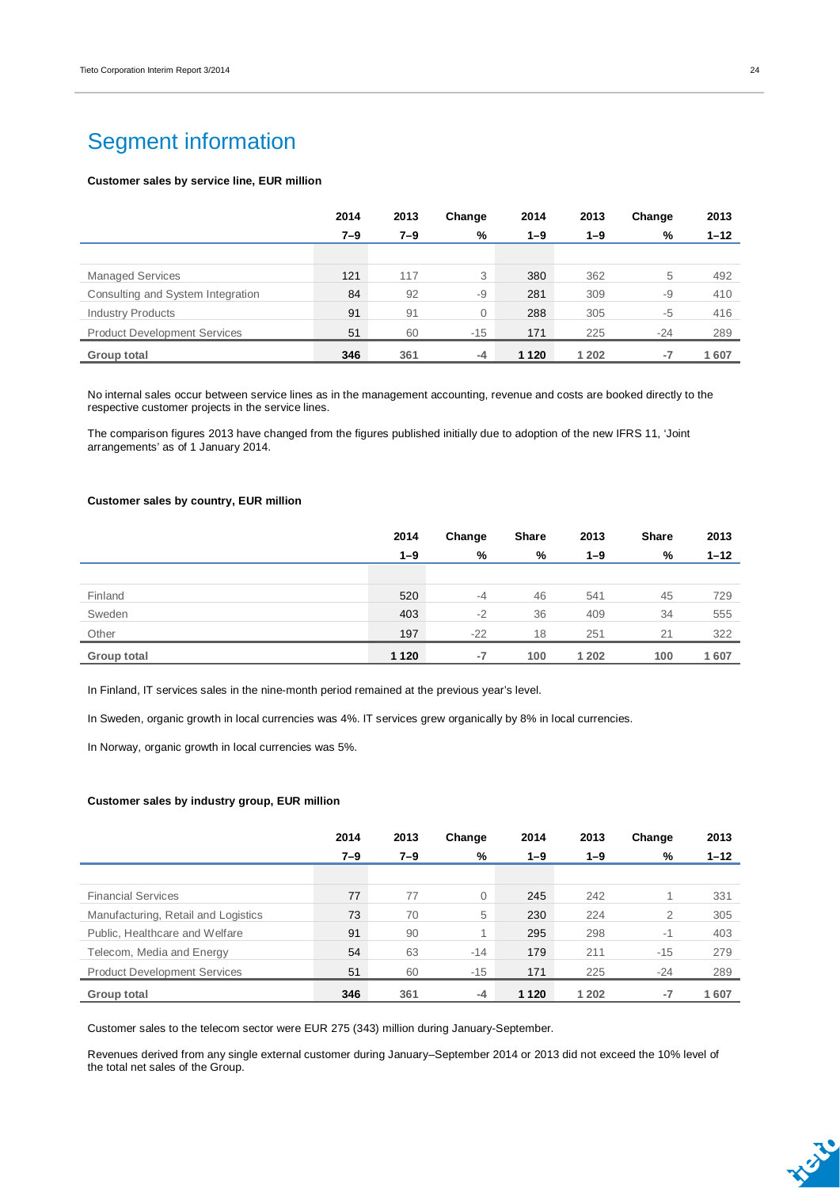# Segment information

**Customer sales by service line, EUR million**

| | 2014 7–9 | 2013 7–9 | Change % | 2014 1–9 | 2013 1–9 | Change % | 2013 1–12 |
|---|---|---|---|---|---|---|---|
| Managed Services | 121 | 117 | 3 | 380 | 362 | 5 | 492 |
| Consulting and System Integration | 84 | 92 | -9 | 281 | 309 | -9 | 410 |
| Industry Products | 91 | 91 | 0 | 288 | 305 | -5 | 416 |
| Product Development Services | 51 | 60 | -15 | 171 | 225 | -24 | 289 |
| **Group total** | **346** | **361** | **-4** | **1 120** | **1 202** | **-7** | **1 607** |

No internal sales occur between service lines as in the management accounting, revenue and costs are booked directly to the respective customer projects in the service lines.

The comparison figures 2013 have changed from the figures published initially due to adoption of the new IFRS 11, 'Joint arrangements' as of 1 January 2014.

**Customer sales by country, EUR million**

| | 2014 1–9 | Change % | Share % | 2013 1–9 | Share % | 2013 1–12 |
|---|---|---|---|---|---|---|
| Finland | 520 | -4 | 46 | 541 | 45 | 729 |
| Sweden | 403 | -2 | 36 | 409 | 34 | 555 |
| Other | 197 | -22 | 18 | 251 | 21 | 322 |
| **Group total** | **1 120** | **-7** | **100** | **1 202** | **100** | **1 607** |

In Finland, IT services sales in the nine-month period remained at the previous year's level.

In Sweden, organic growth in local currencies was 4%. IT services grew organically by 8% in local currencies.

In Norway, organic growth in local currencies was 5%.

**Customer sales by industry group, EUR million**

| | 2014 7–9 | 2013 7–9 | Change % | 2014 1–9 | 2013 1–9 | Change % | 2013 1–12 |
|---|---|---|---|---|---|---|---|
| Financial Services | 77 | 77 | 0 | 245 | 242 | 1 | 331 |
| Manufacturing, Retail and Logistics | 73 | 70 | 5 | 230 | 224 | 2 | 305 |
| Public, Healthcare and Welfare | 91 | 90 | 1 | 295 | 298 | -1 | 403 |
| Telecom, Media and Energy | 54 | 63 | -14 | 179 | 211 | -15 | 279 |
| Product Development Services | 51 | 60 | -15 | 171 | 225 | -24 | 289 |
| **Group total** | **346** | **361** | **-4** | **1 120** | **1 202** | **-7** | **1 607** |

Customer sales to the telecom sector were EUR 275 (343) million during January-September.

Revenues derived from any single external customer during January–September 2014 or 2013 did not exceed the 10% level of the total net sales of the Group.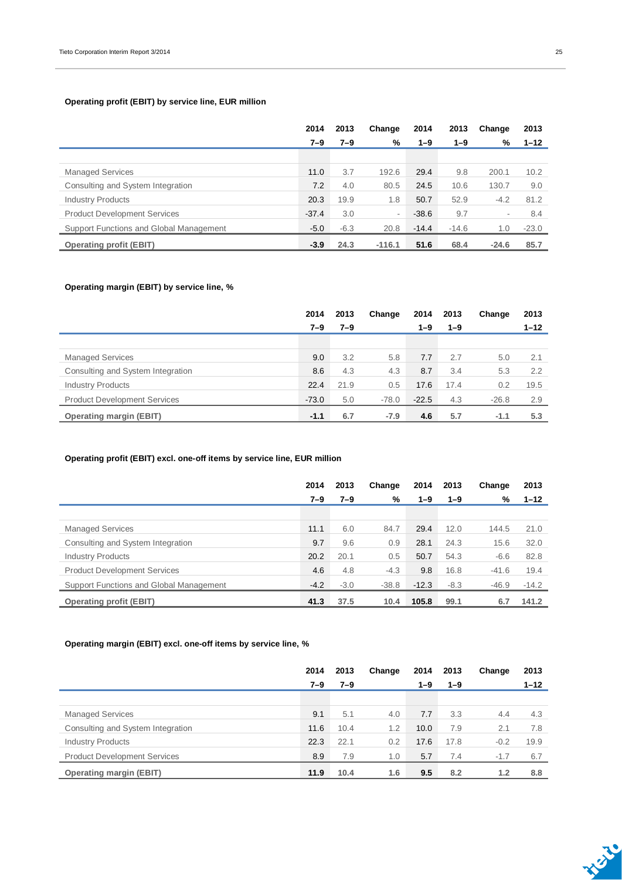**Operating profit (EBIT) by service line, EUR million**

| | 2014<br>7–9 | 2013<br>7–9 | Change<br>% | 2014<br>1–9 | 2013<br>1–9 | Change<br>% | 2013<br>1–12 |
|---|---|---|---|---|---|---|---|
| Managed Services | 11.0 | 3.7 | 192.6 | 29.4 | 9.8 | 200.1 | 10.2 |
| Consulting and System Integration | 7.2 | 4.0 | 80.5 | 24.5 | 10.6 | 130.7 | 9.0 |
| Industry Products | 20.3 | 19.9 | 1.8 | 50.7 | 52.9 | -4.2 | 81.2 |
| Product Development Services | -37.4 | 3.0 | - | -38.6 | 9.7 | - | 8.4 |
| Support Functions and Global Management | -5.0 | -6.3 | 20.8 | -14.4 | -14.6 | 1.0 | -23.0 |
| **Operating profit (EBIT)** | **-3.9** | **24.3** | **-116.1** | **51.6** | **68.4** | **-24.6** | **85.7** |

**Operating margin (EBIT) by service line, %**

| | 2014<br>7–9 | 2013<br>7–9 | Change | 2014<br>1–9 | 2013<br>1–9 | Change | 2013<br>1–12 |
|---|---|---|---|---|---|---|---|
| Managed Services | 9.0 | 3.2 | 5.8 | 7.7 | 2.7 | 5.0 | 2.1 |
| Consulting and System Integration | 8.6 | 4.3 | 4.3 | 8.7 | 3.4 | 5.3 | 2.2 |
| Industry Products | 22.4 | 21.9 | 0.5 | 17.6 | 17.4 | 0.2 | 19.5 |
| Product Development Services | -73.0 | 5.0 | -78.0 | -22.5 | 4.3 | -26.8 | 2.9 |
| **Operating margin (EBIT)** | **-1.1** | **6.7** | **-7.9** | **4.6** | **5.7** | **-1.1** | **5.3** |

**Operating profit (EBIT) excl. one-off items by service line, EUR million**

| | 2014<br>7–9 | 2013<br>7–9 | Change<br>% | 2014<br>1–9 | 2013<br>1–9 | Change<br>% | 2013<br>1–12 |
|---|---|---|---|---|---|---|---|
| Managed Services | 11.1 | 6.0 | 84.7 | 29.4 | 12.0 | 144.5 | 21.0 |
| Consulting and System Integration | 9.7 | 9.6 | 0.9 | 28.1 | 24.3 | 15.6 | 32.0 |
| Industry Products | 20.2 | 20.1 | 0.5 | 50.7 | 54.3 | -6.6 | 82.8 |
| Product Development Services | 4.6 | 4.8 | -4.3 | 9.8 | 16.8 | -41.6 | 19.4 |
| Support Functions and Global Management | -4.2 | -3.0 | -38.8 | -12.3 | -8.3 | -46.9 | -14.2 |
| **Operating profit (EBIT)** | **41.3** | **37.5** | **10.4** | **105.8** | **99.1** | **6.7** | **141.2** |

**Operating margin (EBIT) excl. one-off items by service line, %**

| | 2014<br>7–9 | 2013<br>7–9 | Change | 2014<br>1–9 | 2013<br>1–9 | Change | 2013<br>1–12 |
|---|---|---|---|---|---|---|---|
| Managed Services | 9.1 | 5.1 | 4.0 | 7.7 | 3.3 | 4.4 | 4.3 |
| Consulting and System Integration | 11.6 | 10.4 | 1.2 | 10.0 | 7.9 | 2.1 | 7.8 |
| Industry Products | 22.3 | 22.1 | 0.2 | 17.6 | 17.8 | -0.2 | 19.9 |
| Product Development Services | 8.9 | 7.9 | 1.0 | 5.7 | 7.4 | -1.7 | 6.7 |
| **Operating margin (EBIT)** | **11.9** | **10.4** | **1.6** | **9.5** | **8.2** | **1.2** | **8.8** |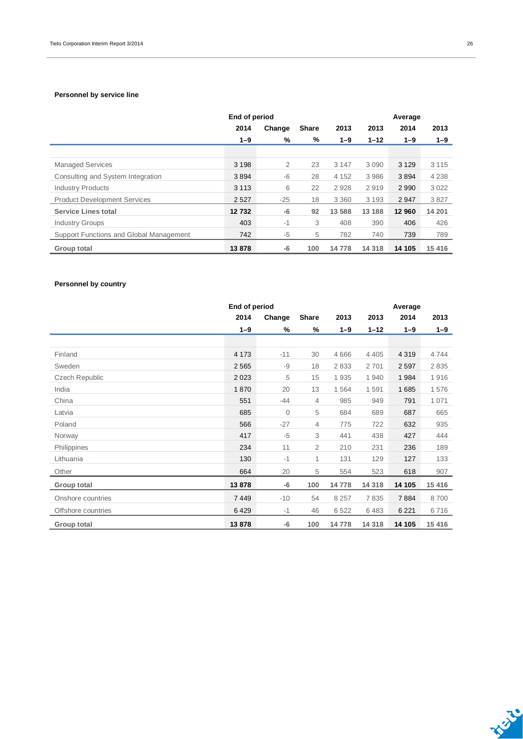### Personnel by service line

| | End of period | | | | | Average | |
|---|---|---|---|---|---|---|---|
| | 2014 | Change | Share | 2013 | 2013 | 2014 | 2013 |
| | 1–9 | % | % | 1–9 | 1–12 | 1–9 | 1–9 |
| Managed Services | 3 198 | 2 | 23 | 3 147 | 3 090 | 3 129 | 3 115 |
| Consulting and System Integration | 3 894 | -6 | 28 | 4 152 | 3 986 | 3 894 | 4 238 |
| Industry Products | 3 113 | 6 | 22 | 2 928 | 2 919 | 2 990 | 3 022 |
| Product Development Services | 2 527 | -25 | 18 | 3 360 | 3 193 | 2 947 | 3 827 |
| **Service Lines total** | **12 732** | **-6** | **92** | **13 588** | **13 188** | **12 960** | **14 201** |
| Industry Groups | 403 | -1 | 3 | 408 | 390 | 406 | 426 |
| Support Functions and Global Management | 742 | -5 | 5 | 782 | 740 | 739 | 789 |
| **Group total** | **13 878** | **-6** | **100** | **14 778** | **14 318** | **14 105** | **15 416** |

### Personnel by country

| | End of period | | | | | Average | |
|---|---|---|---|---|---|---|---|
| | 2014 | Change | Share | 2013 | 2013 | 2014 | 2013 |
| | 1–9 | % | % | 1–9 | 1–12 | 1–9 | 1–9 |
| Finland | 4 173 | -11 | 30 | 4 666 | 4 405 | 4 319 | 4 744 |
| Sweden | 2 565 | -9 | 18 | 2 833 | 2 701 | 2 597 | 2 835 |
| Czech Republic | 2 023 | 5 | 15 | 1 935 | 1 940 | 1 984 | 1 916 |
| India | 1 870 | 20 | 13 | 1 564 | 1 591 | 1 685 | 1 576 |
| China | 551 | -44 | 4 | 985 | 949 | 791 | 1 071 |
| Latvia | 685 | 0 | 5 | 684 | 689 | 687 | 665 |
| Poland | 566 | -27 | 4 | 775 | 722 | 632 | 935 |
| Norway | 417 | -5 | 3 | 441 | 438 | 427 | 444 |
| Philippines | 234 | 11 | 2 | 210 | 231 | 236 | 189 |
| Lithuania | 130 | -1 | 1 | 131 | 129 | 127 | 133 |
| Other | 664 | 20 | 5 | 554 | 523 | 618 | 907 |
| **Group total** | **13 878** | **-6** | **100** | **14 778** | **14 318** | **14 105** | **15 416** |
| Onshore countries | 7 449 | -10 | 54 | 8 257 | 7 835 | 7 884 | 8 700 |
| Offshore countries | 6 429 | -1 | 46 | 6 522 | 6 483 | 6 221 | 6 716 |
| **Group total** | **13 878** | **-6** | **100** | **14 778** | **14 318** | **14 105** | **15 416** |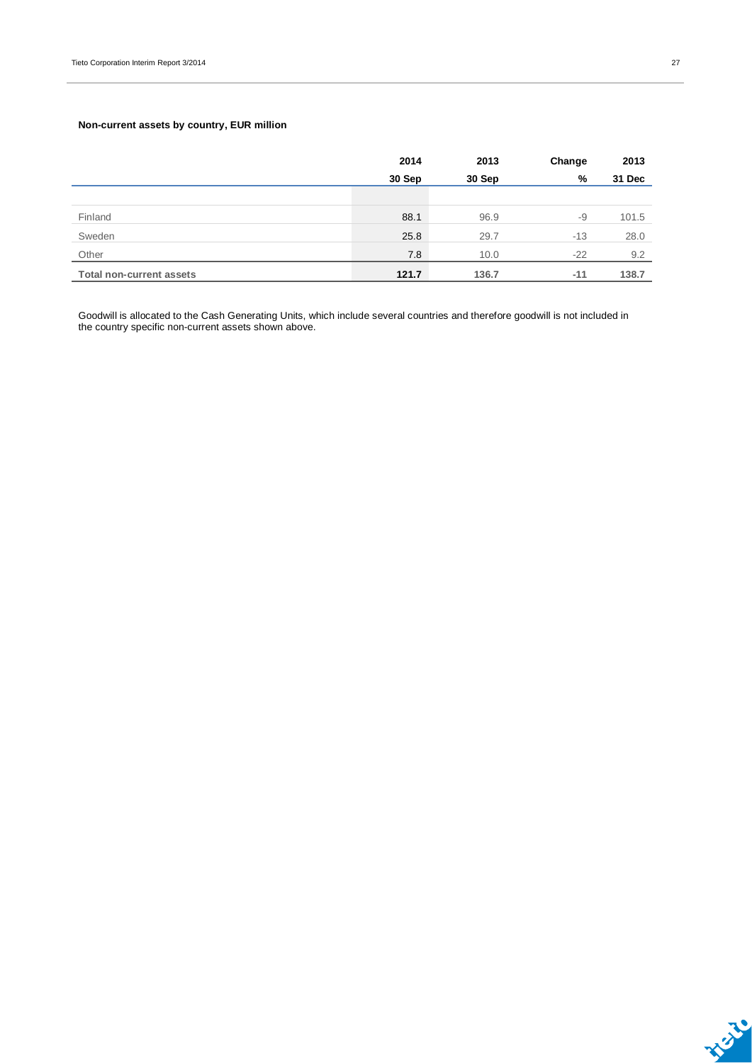### Non-current assets by country, EUR million

| | 2014 30 Sep | 2013 30 Sep | Change % | 2013 31 Dec |
|---|---|---|---|---|
| Finland | 88.1 | 96.9 | -9 | 101.5 |
| Sweden | 25.8 | 29.7 | -13 | 28.0 |
| Other | 7.8 | 10.0 | -22 | 9.2 |
| **Total non-current assets** | **121.7** | **136.7** | **-11** | **138.7** |

Goodwill is allocated to the Cash Generating Units, which include several countries and therefore goodwill is not included in the country specific non-current assets shown above.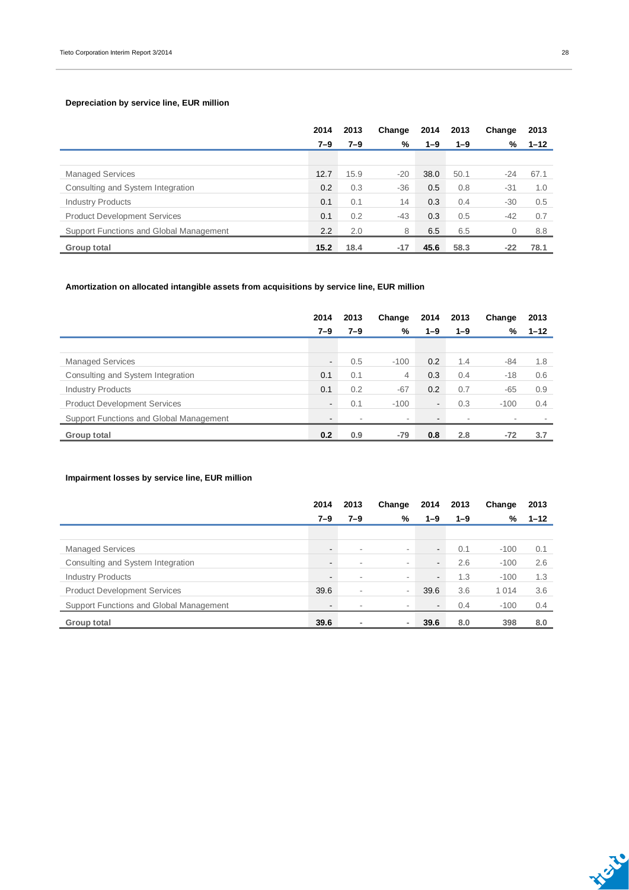**Depreciation by service line, EUR million**

| | 2014<br>7–9 | 2013<br>7–9 | Change<br>% | 2014<br>1–9 | 2013<br>1–9 | Change<br>% | 2013<br>1–12 |
|---|---|---|---|---|---|---|---|
| Managed Services | 12.7 | 15.9 | -20 | 38.0 | 50.1 | -24 | 67.1 |
| Consulting and System Integration | 0.2 | 0.3 | -36 | 0.5 | 0.8 | -31 | 1.0 |
| Industry Products | 0.1 | 0.1 | 14 | 0.3 | 0.4 | -30 | 0.5 |
| Product Development Services | 0.1 | 0.2 | -43 | 0.3 | 0.5 | -42 | 0.7 |
| Support Functions and Global Management | 2.2 | 2.0 | 8 | 6.5 | 6.5 | 0 | 8.8 |
| **Group total** | **15.2** | **18.4** | **-17** | **45.6** | **58.3** | **-22** | **78.1** |

**Amortization on allocated intangible assets from acquisitions by service line, EUR million**

| | 2014<br>7–9 | 2013<br>7–9 | Change<br>% | 2014<br>1–9 | 2013<br>1–9 | Change<br>% | 2013<br>1–12 |
|---|---|---|---|---|---|---|---|
| Managed Services | - | 0.5 | -100 | 0.2 | 1.4 | -84 | 1.8 |
| Consulting and System Integration | 0.1 | 0.1 | 4 | 0.3 | 0.4 | -18 | 0.6 |
| Industry Products | 0.1 | 0.2 | -67 | 0.2 | 0.7 | -65 | 0.9 |
| Product Development Services | - | 0.1 | -100 | - | 0.3 | -100 | 0.4 |
| Support Functions and Global Management | - | - | - | - | - | - | - |
| **Group total** | **0.2** | **0.9** | **-79** | **0.8** | **2.8** | **-72** | **3.7** |

**Impairment losses by service line, EUR million**

| | 2014<br>7–9 | 2013<br>7–9 | Change<br>% | 2014<br>1–9 | 2013<br>1–9 | Change<br>% | 2013<br>1–12 |
|---|---|---|---|---|---|---|---|
| Managed Services | - | - | - | - | 0.1 | -100 | 0.1 |
| Consulting and System Integration | - | - | - | - | 2.6 | -100 | 2.6 |
| Industry Products | - | - | - | - | 1.3 | -100 | 1.3 |
| Product Development Services | 39.6 | - | - | 39.6 | 3.6 | 1 014 | 3.6 |
| Support Functions and Global Management | - | - | - | - | 0.4 | -100 | 0.4 |
| **Group total** | **39.6** | **-** | **-** | **39.6** | **8.0** | **398** | **8.0** |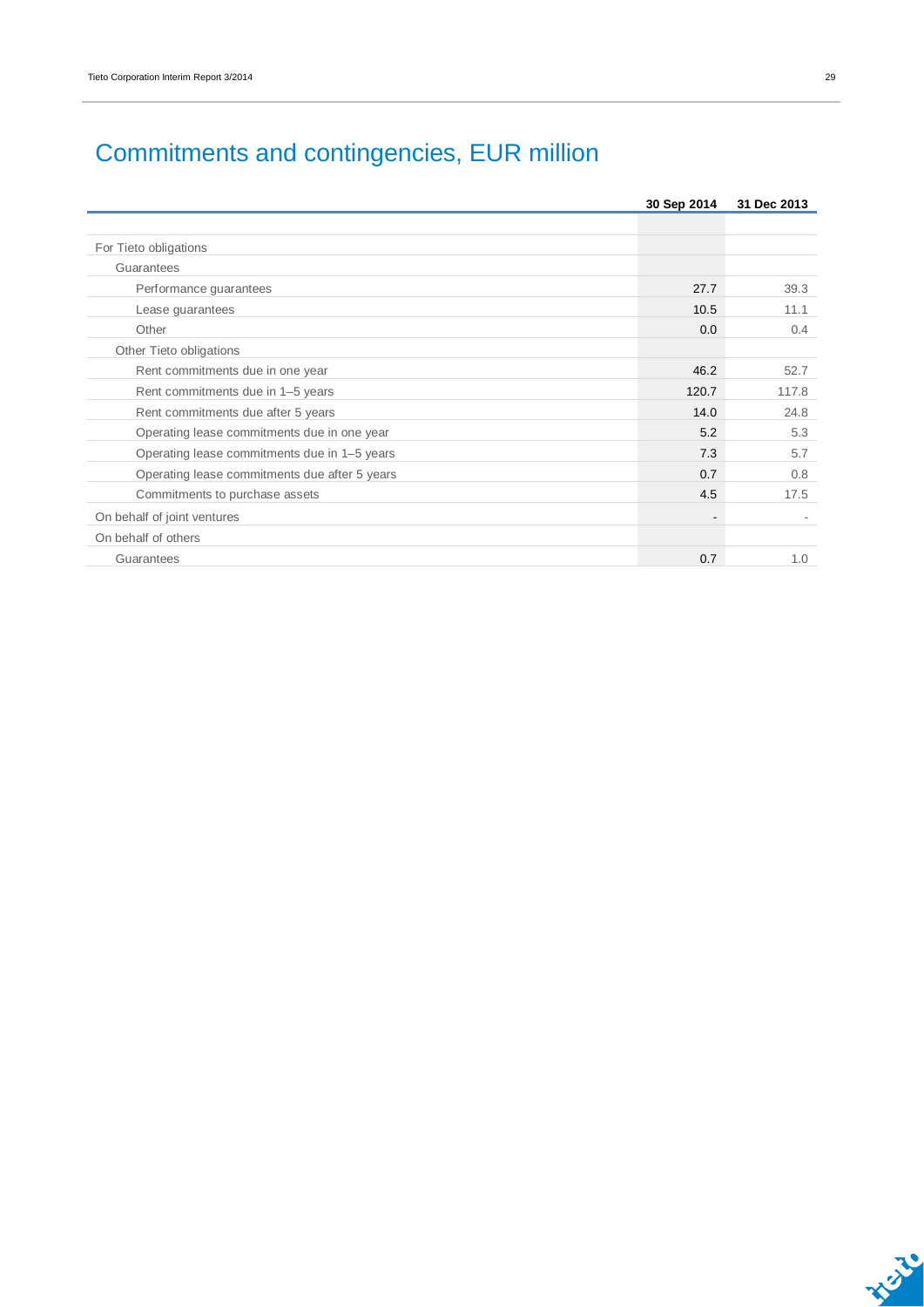# Commitments and contingencies, EUR million

| | 30 Sep 2014 | 31 Dec 2013 |
|---|---|---|
| For Tieto obligations | | |
| Guarantees | | |
| Performance guarantees | 27.7 | 39.3 |
| Lease guarantees | 10.5 | 11.1 |
| Other | 0.0 | 0.4 |
| Other Tieto obligations | | |
| Rent commitments due in one year | 46.2 | 52.7 |
| Rent commitments due in 1–5 years | 120.7 | 117.8 |
| Rent commitments due after 5 years | 14.0 | 24.8 |
| Operating lease commitments due in one year | 5.2 | 5.3 |
| Operating lease commitments due in 1–5 years | 7.3 | 5.7 |
| Operating lease commitments due after 5 years | 0.7 | 0.8 |
| Commitments to purchase assets | 4.5 | 17.5 |
| On behalf of joint ventures | - | - |
| On behalf of others | | |
| Guarantees | 0.7 | 1.0 |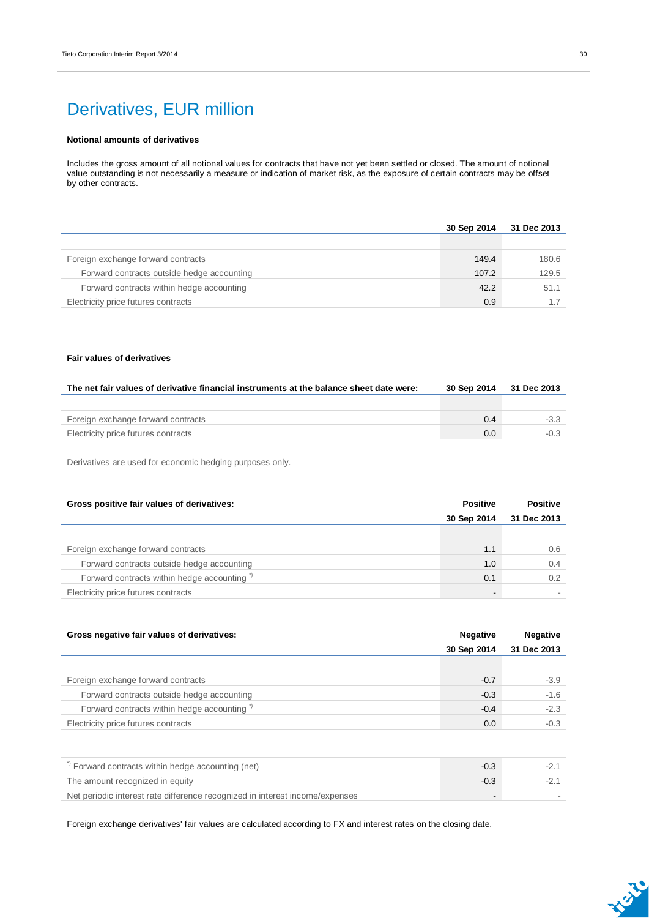# Derivatives, EUR million

**Notional amounts of derivatives**

Includes the gross amount of all notional values for contracts that have not yet been settled or closed. The amount of notional value outstanding is not necessarily a measure or indication of market risk, as the exposure of certain contracts may be offset by other contracts.

| | 30 Sep 2014 | 31 Dec 2013 |
|---|---|---|
| Foreign exchange forward contracts | 149.4 | 180.6 |
| Forward contracts outside hedge accounting | 107.2 | 129.5 |
| Forward contracts within hedge accounting | 42.2 | 51.1 |
| Electricity price futures contracts | 0.9 | 1.7 |

**Fair values of derivatives**

| The net fair values of derivative financial instruments at the balance sheet date were: | 30 Sep 2014 | 31 Dec 2013 |
|---|---|---|
| Foreign exchange forward contracts | 0.4 | -3.3 |
| Electricity price futures contracts | 0.0 | -0.3 |

Derivatives are used for economic hedging purposes only.

| Gross positive fair values of derivatives: | Positive 30 Sep 2014 | Positive 31 Dec 2013 |
|---|---|---|
| Foreign exchange forward contracts | 1.1 | 0.6 |
| Forward contracts outside hedge accounting | 1.0 | 0.4 |
| Forward contracts within hedge accounting *) | 0.1 | 0.2 |
| Electricity price futures contracts | - | - |

| Gross negative fair values of derivatives: | Negative 30 Sep 2014 | Negative 31 Dec 2013 |
|---|---|---|
| Foreign exchange forward contracts | -0.7 | -3.9 |
| Forward contracts outside hedge accounting | -0.3 | -1.6 |
| Forward contracts within hedge accounting *) | -0.4 | -2.3 |
| Electricity price futures contracts | 0.0 | -0.3 |

| | 30 Sep 2014 | 31 Dec 2013 |
|---|---|---|
| *) Forward contracts within hedge accounting (net) | -0.3 | -2.1 |
| The amount recognized in equity | -0.3 | -2.1 |
| Net periodic interest rate difference recognized in interest income/expenses | - | - |

Foreign exchange derivatives' fair values are calculated according to FX and interest rates on the closing date.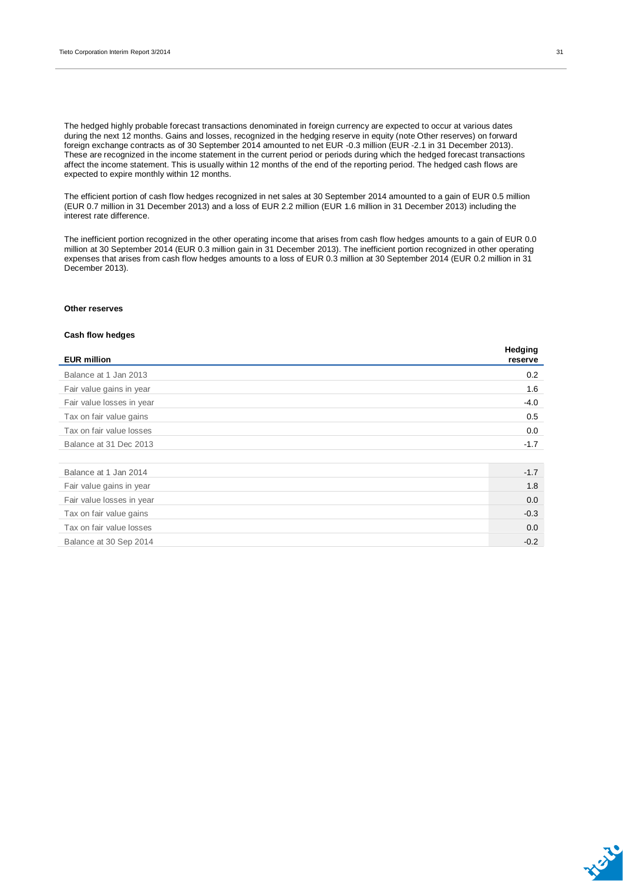The hedged highly probable forecast transactions denominated in foreign currency are expected to occur at various dates during the next 12 months. Gains and losses, recognized in the hedging reserve in equity (note Other reserves) on forward foreign exchange contracts as of 30 September 2014 amounted to net EUR -0.3 million (EUR -2.1 in 31 December 2013). These are recognized in the income statement in the current period or periods during which the hedged forecast transactions affect the income statement. This is usually within 12 months of the end of the reporting period. The hedged cash flows are expected to expire monthly within 12 months.

The efficient portion of cash flow hedges recognized in net sales at 30 September 2014 amounted to a gain of EUR 0.5 million (EUR 0.7 million in 31 December 2013) and a loss of EUR 2.2 million (EUR 1.6 million in 31 December 2013) including the interest rate difference.

The inefficient portion recognized in the other operating income that arises from cash flow hedges amounts to a gain of EUR 0.0 million at 30 September 2014 (EUR 0.3 million gain in 31 December 2013). The inefficient portion recognized in other operating expenses that arises from cash flow hedges amounts to a loss of EUR 0.3 million at 30 September 2014 (EUR 0.2 million in 31 December 2013).

**Other reserves**

**Cash flow hedges**

| EUR million | Hedging reserve |
|---|---|
| Balance at 1 Jan 2013 | 0.2 |
| Fair value gains in year | 1.6 |
| Fair value losses in year | -4.0 |
| Tax on fair value gains | 0.5 |
| Tax on fair value losses | 0.0 |
| Balance at 31 Dec 2013 | -1.7 |
| | |
| Balance at 1 Jan 2014 | -1.7 |
| Fair value gains in year | 1.8 |
| Fair value losses in year | 0.0 |
| Tax on fair value gains | -0.3 |
| Tax on fair value losses | 0.0 |
| Balance at 30 Sep 2014 | -0.2 |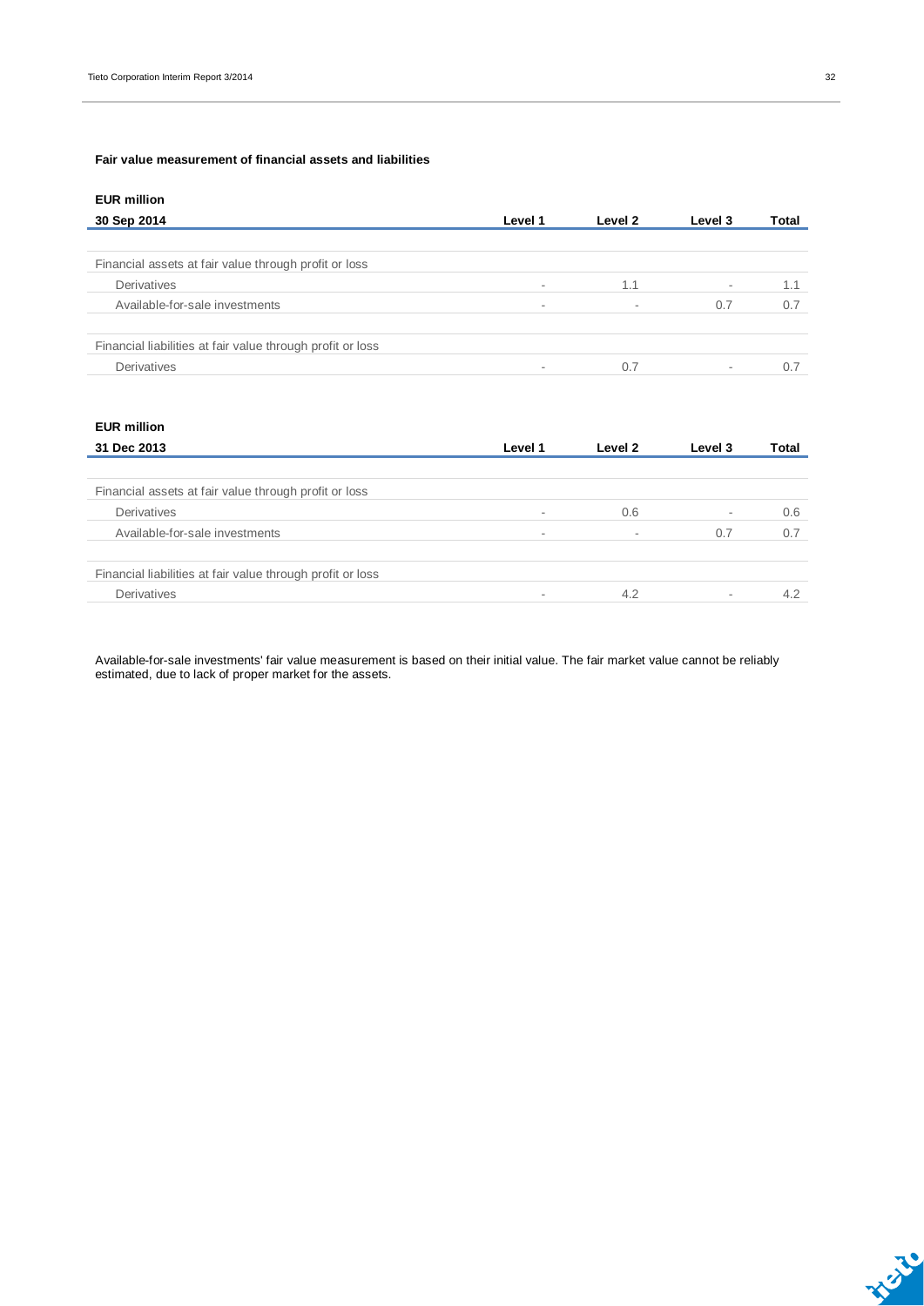**Fair value measurement of financial assets and liabilities**

**EUR million**

| 30 Sep 2014 | Level 1 | Level 2 | Level 3 | Total |
|---|---|---|---|---|
| | | | | |
| Financial assets at fair value through profit or loss | | | | |
| Derivatives | - | 1.1 | - | 1.1 |
| Available-for-sale investments | - | - | 0.7 | 0.7 |
| | | | | |
| Financial liabilities at fair value through profit or loss | | | | |
| Derivatives | - | 0.7 | - | 0.7 |

**EUR million**

| 31 Dec 2013 | Level 1 | Level 2 | Level 3 | Total |
|---|---|---|---|---|
| | | | | |
| Financial assets at fair value through profit or loss | | | | |
| Derivatives | - | 0.6 | - | 0.6 |
| Available-for-sale investments | - | - | 0.7 | 0.7 |
| | | | | |
| Financial liabilities at fair value through profit or loss | | | | |
| Derivatives | - | 4.2 | - | 4.2 |

Available-for-sale investments' fair value measurement is based on their initial value. The fair market value cannot be reliably estimated, due to lack of proper market for the assets.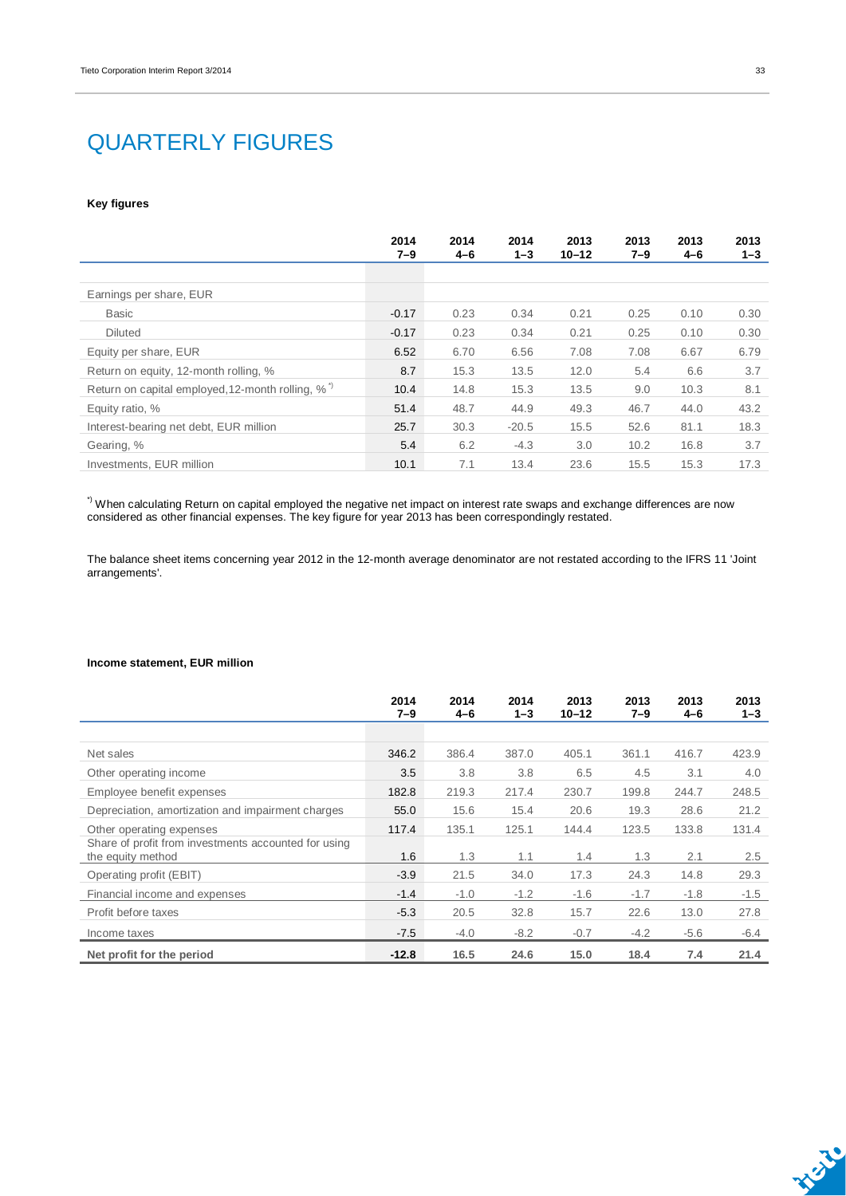# QUARTERLY FIGURES

### Key figures

| | 2014 7–9 | 2014 4–6 | 2014 1–3 | 2013 10–12 | 2013 7–9 | 2013 4–6 | 2013 1–3 |
|---|---|---|---|---|---|---|---|
| Earnings per share, EUR | | | | | | | |
| Basic | -0.17 | 0.23 | 0.34 | 0.21 | 0.25 | 0.10 | 0.30 |
| Diluted | -0.17 | 0.23 | 0.34 | 0.21 | 0.25 | 0.10 | 0.30 |
| Equity per share, EUR | 6.52 | 6.70 | 6.56 | 7.08 | 7.08 | 6.67 | 6.79 |
| Return on equity, 12-month rolling, % | 8.7 | 15.3 | 13.5 | 12.0 | 5.4 | 6.6 | 3.7 |
| Return on capital employed,12-month rolling, % *) | 10.4 | 14.8 | 15.3 | 13.5 | 9.0 | 10.3 | 8.1 |
| Equity ratio, % | 51.4 | 48.7 | 44.9 | 49.3 | 46.7 | 44.0 | 43.2 |
| Interest-bearing net debt, EUR million | 25.7 | 30.3 | -20.5 | 15.5 | 52.6 | 81.1 | 18.3 |
| Gearing, % | 5.4 | 6.2 | -4.3 | 3.0 | 10.2 | 16.8 | 3.7 |
| Investments, EUR million | 10.1 | 7.1 | 13.4 | 23.6 | 15.5 | 15.3 | 17.3 |

*) When calculating Return on capital employed the negative net impact on interest rate swaps and exchange differences are now considered as other financial expenses. The key figure for year 2013 has been correspondingly restated.

The balance sheet items concerning year 2012 in the 12-month average denominator are not restated according to the IFRS 11 'Joint arrangements'.

### Income statement, EUR million

| | 2014 7–9 | 2014 4–6 | 2014 1–3 | 2013 10–12 | 2013 7–9 | 2013 4–6 | 2013 1–3 |
|---|---|---|---|---|---|---|---|
| Net sales | 346.2 | 386.4 | 387.0 | 405.1 | 361.1 | 416.7 | 423.9 |
| Other operating income | 3.5 | 3.8 | 3.8 | 6.5 | 4.5 | 3.1 | 4.0 |
| Employee benefit expenses | 182.8 | 219.3 | 217.4 | 230.7 | 199.8 | 244.7 | 248.5 |
| Depreciation, amortization and impairment charges | 55.0 | 15.6 | 15.4 | 20.6 | 19.3 | 28.6 | 21.2 |
| Other operating expenses | 117.4 | 135.1 | 125.1 | 144.4 | 123.5 | 133.8 | 131.4 |
| Share of profit from investments accounted for using the equity method | 1.6 | 1.3 | 1.1 | 1.4 | 1.3 | 2.1 | 2.5 |
| Operating profit (EBIT) | -3.9 | 21.5 | 34.0 | 17.3 | 24.3 | 14.8 | 29.3 |
| Financial income and expenses | -1.4 | -1.0 | -1.2 | -1.6 | -1.7 | -1.8 | -1.5 |
| Profit before taxes | -5.3 | 20.5 | 32.8 | 15.7 | 22.6 | 13.0 | 27.8 |
| Income taxes | -7.5 | -4.0 | -8.2 | -0.7 | -4.2 | -5.6 | -6.4 |
| **Net profit for the period** | **-12.8** | **16.5** | **24.6** | **15.0** | **18.4** | **7.4** | **21.4** |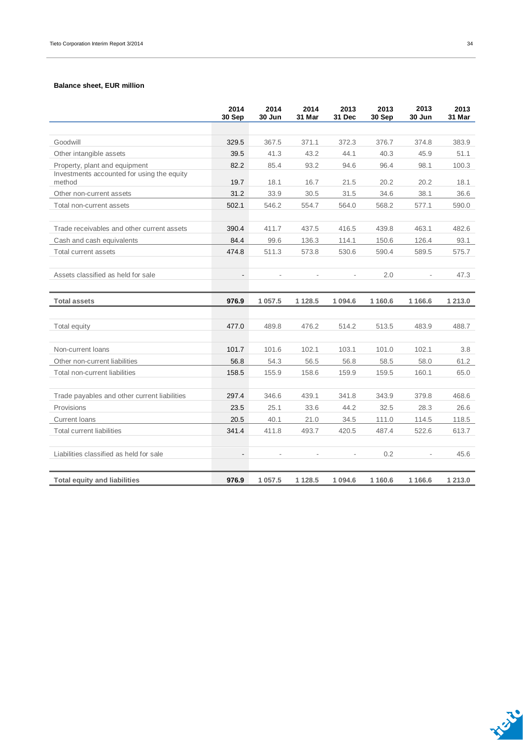**Balance sheet, EUR million**

| | 2014 30 Sep | 2014 30 Jun | 2014 31 Mar | 2013 31 Dec | 2013 30 Sep | 2013 30 Jun | 2013 31 Mar |
|---|---|---|---|---|---|---|---|
| Goodwill | 329.5 | 367.5 | 371.1 | 372.3 | 376.7 | 374.8 | 383.9 |
| Other intangible assets | 39.5 | 41.3 | 43.2 | 44.1 | 40.3 | 45.9 | 51.1 |
| Property, plant and equipment | 82.2 | 85.4 | 93.2 | 94.6 | 96.4 | 98.1 | 100.3 |
| Investments accounted for using the equity method | 19.7 | 18.1 | 16.7 | 21.5 | 20.2 | 20.2 | 18.1 |
| Other non-current assets | 31.2 | 33.9 | 30.5 | 31.5 | 34.6 | 38.1 | 36.6 |
| Total non-current assets | 502.1 | 546.2 | 554.7 | 564.0 | 568.2 | 577.1 | 590.0 |
| | | | | | | | |
| Trade receivables and other current assets | 390.4 | 411.7 | 437.5 | 416.5 | 439.8 | 463.1 | 482.6 |
| Cash and cash equivalents | 84.4 | 99.6 | 136.3 | 114.1 | 150.6 | 126.4 | 93.1 |
| Total current assets | 474.8 | 511.3 | 573.8 | 530.6 | 590.4 | 589.5 | 575.7 |
| | | | | | | | |
| Assets classified as held for sale | - | - | - | - | 2.0 | - | 47.3 |
| | | | | | | | |
| **Total assets** | **976.9** | **1 057.5** | **1 128.5** | **1 094.6** | **1 160.6** | **1 166.6** | **1 213.0** |
| | | | | | | | |
| Total equity | 477.0 | 489.8 | 476.2 | 514.2 | 513.5 | 483.9 | 488.7 |
| | | | | | | | |
| Non-current loans | 101.7 | 101.6 | 102.1 | 103.1 | 101.0 | 102.1 | 3.8 |
| Other non-current liabilities | 56.8 | 54.3 | 56.5 | 56.8 | 58.5 | 58.0 | 61.2 |
| Total non-current liabilities | 158.5 | 155.9 | 158.6 | 159.9 | 159.5 | 160.1 | 65.0 |
| | | | | | | | |
| Trade payables and other current liabilities | 297.4 | 346.6 | 439.1 | 341.8 | 343.9 | 379.8 | 468.6 |
| Provisions | 23.5 | 25.1 | 33.6 | 44.2 | 32.5 | 28.3 | 26.6 |
| Current loans | 20.5 | 40.1 | 21.0 | 34.5 | 111.0 | 114.5 | 118.5 |
| Total current liabilities | 341.4 | 411.8 | 493.7 | 420.5 | 487.4 | 522.6 | 613.7 |
| | | | | | | | |
| Liabilities classified as held for sale | - | - | - | - | 0.2 | - | 45.6 |
| | | | | | | | |
| **Total equity and liabilities** | **976.9** | **1 057.5** | **1 128.5** | **1 094.6** | **1 160.6** | **1 166.6** | **1 213.0** |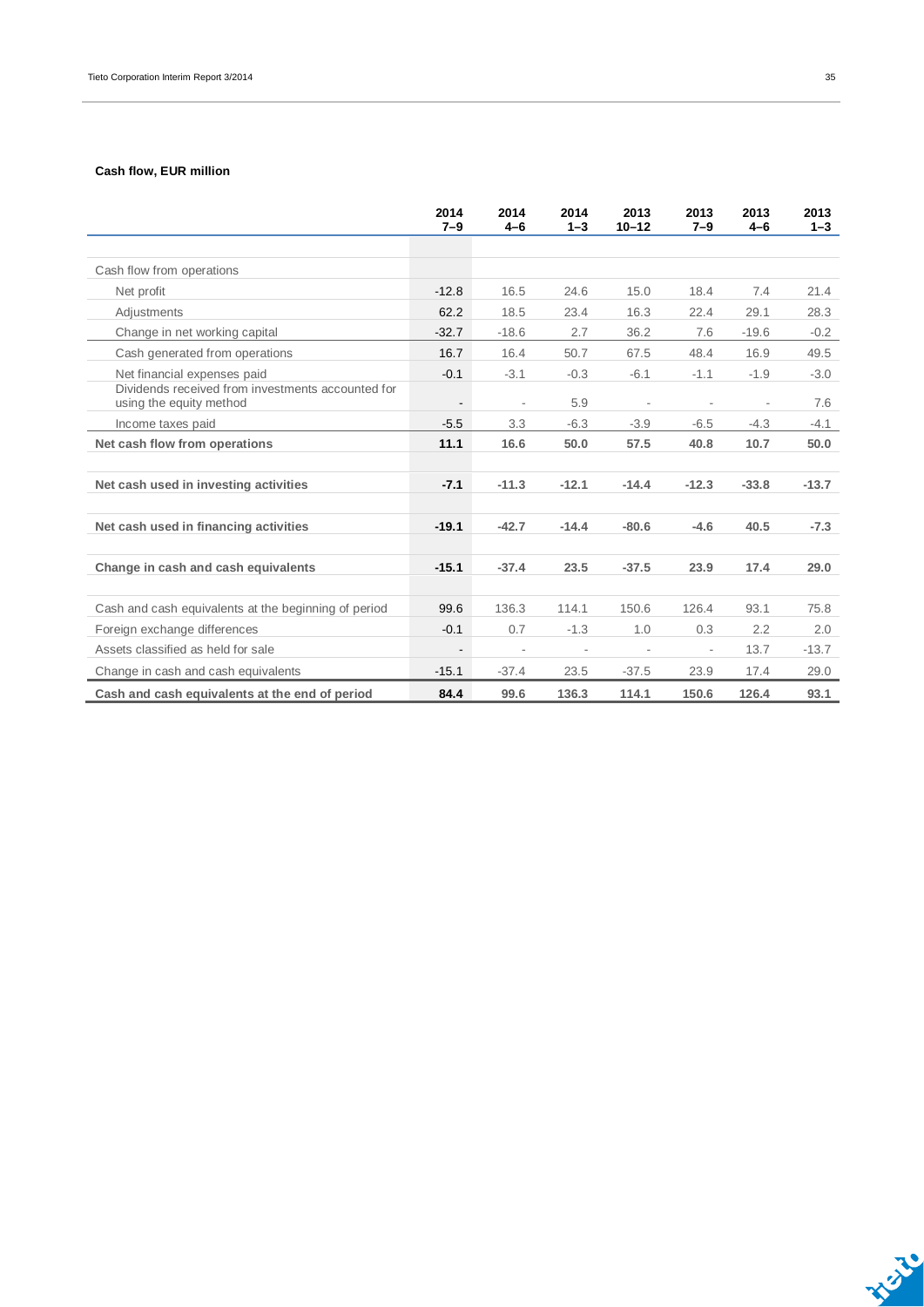**Cash flow, EUR million**

| | 2014 7–9 | 2014 4–6 | 2014 1–3 | 2013 10–12 | 2013 7–9 | 2013 4–6 | 2013 1–3 |
|---|---|---|---|---|---|---|---|
| Cash flow from operations | | | | | | | |
| Net profit | -12.8 | 16.5 | 24.6 | 15.0 | 18.4 | 7.4 | 21.4 |
| Adjustments | 62.2 | 18.5 | 23.4 | 16.3 | 22.4 | 29.1 | 28.3 |
| Change in net working capital | -32.7 | -18.6 | 2.7 | 36.2 | 7.6 | -19.6 | -0.2 |
| Cash generated from operations | 16.7 | 16.4 | 50.7 | 67.5 | 48.4 | 16.9 | 49.5 |
| Net financial expenses paid | -0.1 | -3.1 | -0.3 | -6.1 | -1.1 | -1.9 | -3.0 |
| Dividends received from investments accounted for using the equity method | - | - | 5.9 | - | - | - | 7.6 |
| Income taxes paid | -5.5 | 3.3 | -6.3 | -3.9 | -6.5 | -4.3 | -4.1 |
| **Net cash flow from operations** | **11.1** | **16.6** | **50.0** | **57.5** | **40.8** | **10.7** | **50.0** |
| | | | | | | | |
| **Net cash used in investing activities** | **-7.1** | **-11.3** | **-12.1** | **-14.4** | **-12.3** | **-33.8** | **-13.7** |
| | | | | | | | |
| **Net cash used in financing activities** | **-19.1** | **-42.7** | **-14.4** | **-80.6** | **-4.6** | **40.5** | **-7.3** |
| | | | | | | | |
| **Change in cash and cash equivalents** | **-15.1** | **-37.4** | **23.5** | **-37.5** | **23.9** | **17.4** | **29.0** |
| | | | | | | | |
| Cash and cash equivalents at the beginning of period | 99.6 | 136.3 | 114.1 | 150.6 | 126.4 | 93.1 | 75.8 |
| Foreign exchange differences | -0.1 | 0.7 | -1.3 | 1.0 | 0.3 | 2.2 | 2.0 |
| Assets classified as held for sale | - | - | - | - | - | 13.7 | -13.7 |
| Change in cash and cash equivalents | -15.1 | -37.4 | 23.5 | -37.5 | 23.9 | 17.4 | 29.0 |
| **Cash and cash equivalents at the end of period** | **84.4** | **99.6** | **136.3** | **114.1** | **150.6** | **126.4** | **93.1** |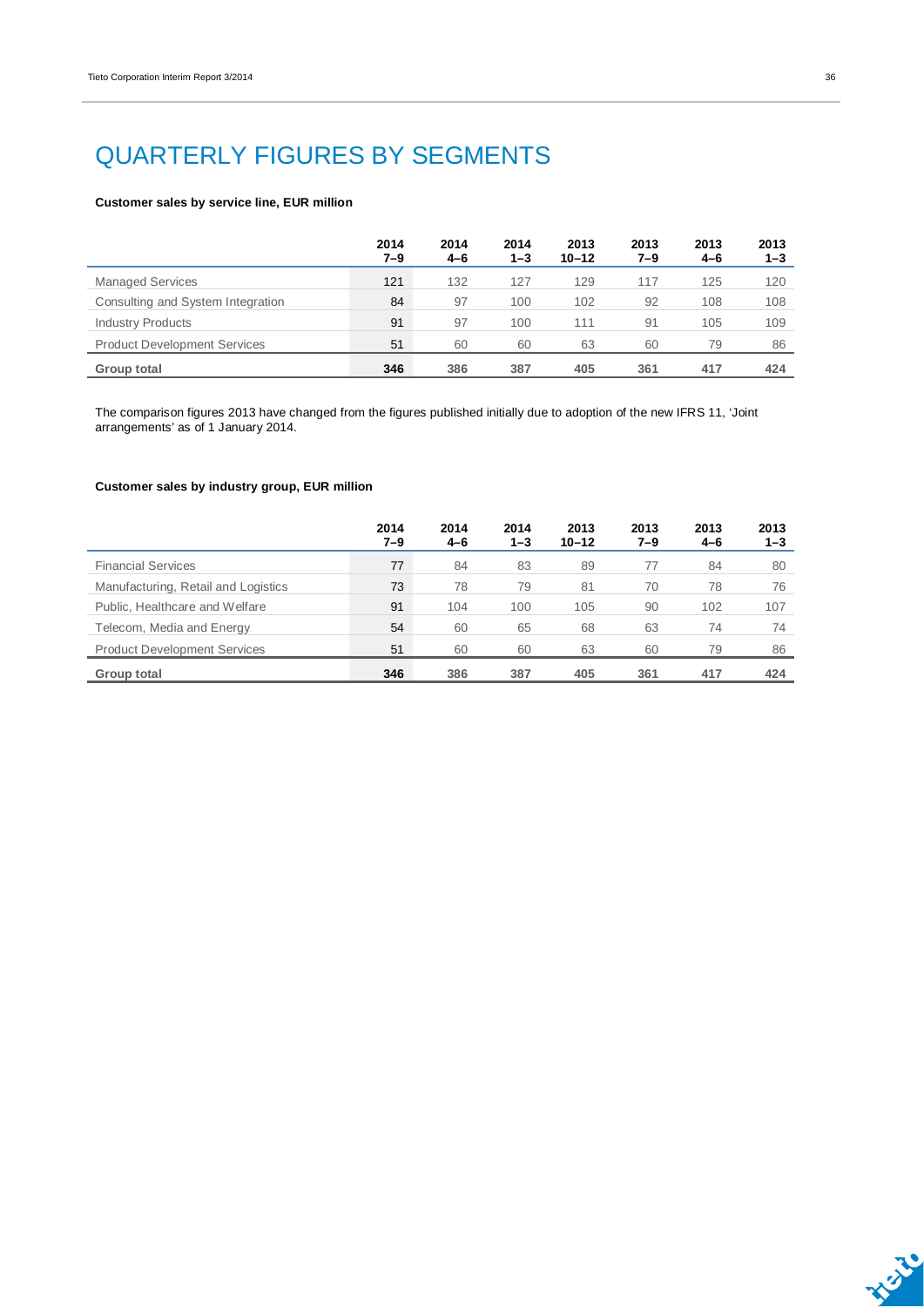# QUARTERLY FIGURES BY SEGMENTS

**Customer sales by service line, EUR million**

| | 2014 7–9 | 2014 4–6 | 2014 1–3 | 2013 10–12 | 2013 7–9 | 2013 4–6 | 2013 1–3 |
|---|---|---|---|---|---|---|---|
| Managed Services | 121 | 132 | 127 | 129 | 117 | 125 | 120 |
| Consulting and System Integration | 84 | 97 | 100 | 102 | 92 | 108 | 108 |
| Industry Products | 91 | 97 | 100 | 111 | 91 | 105 | 109 |
| Product Development Services | 51 | 60 | 60 | 63 | 60 | 79 | 86 |
| **Group total** | **346** | **386** | **387** | **405** | **361** | **417** | **424** |

The comparison figures 2013 have changed from the figures published initially due to adoption of the new IFRS 11, 'Joint arrangements' as of 1 January 2014.

**Customer sales by industry group, EUR million**

| | 2014 7–9 | 2014 4–6 | 2014 1–3 | 2013 10–12 | 2013 7–9 | 2013 4–6 | 2013 1–3 |
|---|---|---|---|---|---|---|---|
| Financial Services | 77 | 84 | 83 | 89 | 77 | 84 | 80 |
| Manufacturing, Retail and Logistics | 73 | 78 | 79 | 81 | 70 | 78 | 76 |
| Public, Healthcare and Welfare | 91 | 104 | 100 | 105 | 90 | 102 | 107 |
| Telecom, Media and Energy | 54 | 60 | 65 | 68 | 63 | 74 | 74 |
| Product Development Services | 51 | 60 | 60 | 63 | 60 | 79 | 86 |
| **Group total** | **346** | **386** | **387** | **405** | **361** | **417** | **424** |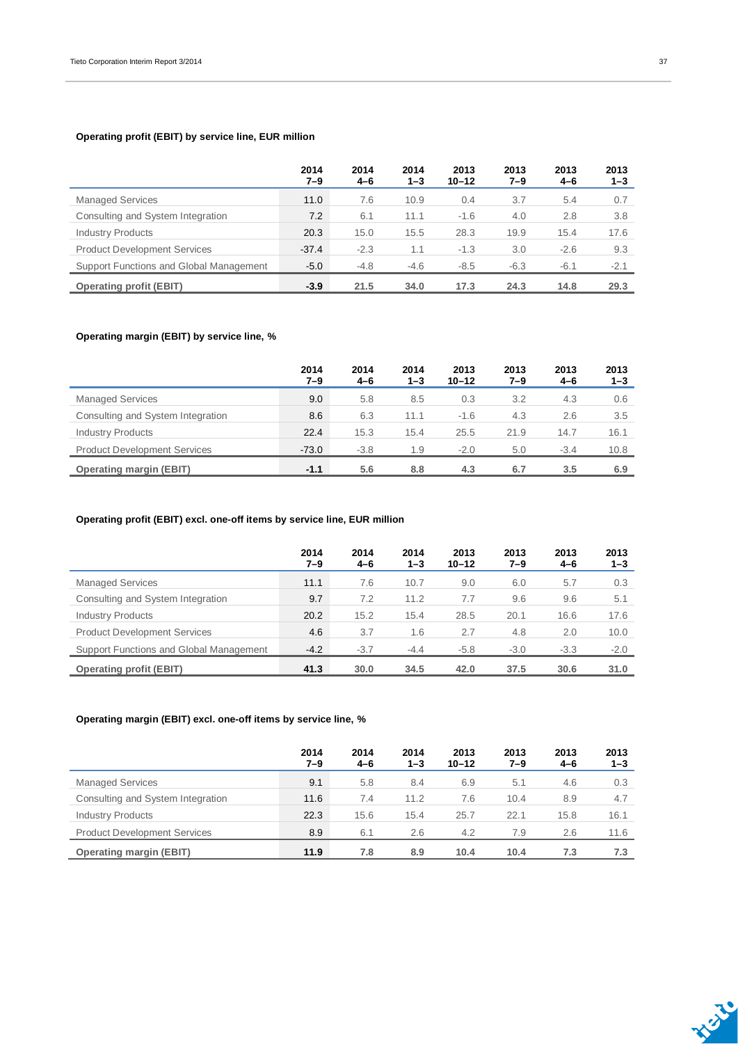**Operating profit (EBIT) by service line, EUR million**

| | 2014 7–9 | 2014 4–6 | 2014 1–3 | 2013 10–12 | 2013 7–9 | 2013 4–6 | 2013 1–3 |
|---|---|---|---|---|---|---|---|
| Managed Services | 11.0 | 7.6 | 10.9 | 0.4 | 3.7 | 5.4 | 0.7 |
| Consulting and System Integration | 7.2 | 6.1 | 11.1 | -1.6 | 4.0 | 2.8 | 3.8 |
| Industry Products | 20.3 | 15.0 | 15.5 | 28.3 | 19.9 | 15.4 | 17.6 |
| Product Development Services | -37.4 | -2.3 | 1.1 | -1.3 | 3.0 | -2.6 | 9.3 |
| Support Functions and Global Management | -5.0 | -4.8 | -4.6 | -8.5 | -6.3 | -6.1 | -2.1 |
| **Operating profit (EBIT)** | **-3.9** | **21.5** | **34.0** | **17.3** | **24.3** | **14.8** | **29.3** |

**Operating margin (EBIT) by service line, %**

| | 2014 7–9 | 2014 4–6 | 2014 1–3 | 2013 10–12 | 2013 7–9 | 2013 4–6 | 2013 1–3 |
|---|---|---|---|---|---|---|---|
| Managed Services | 9.0 | 5.8 | 8.5 | 0.3 | 3.2 | 4.3 | 0.6 |
| Consulting and System Integration | 8.6 | 6.3 | 11.1 | -1.6 | 4.3 | 2.6 | 3.5 |
| Industry Products | 22.4 | 15.3 | 15.4 | 25.5 | 21.9 | 14.7 | 16.1 |
| Product Development Services | -73.0 | -3.8 | 1.9 | -2.0 | 5.0 | -3.4 | 10.8 |
| **Operating margin (EBIT)** | **-1.1** | **5.6** | **8.8** | **4.3** | **6.7** | **3.5** | **6.9** |

**Operating profit (EBIT) excl. one-off items by service line, EUR million**

| | 2014 7–9 | 2014 4–6 | 2014 1–3 | 2013 10–12 | 2013 7–9 | 2013 4–6 | 2013 1–3 |
|---|---|---|---|---|---|---|---|
| Managed Services | 11.1 | 7.6 | 10.7 | 9.0 | 6.0 | 5.7 | 0.3 |
| Consulting and System Integration | 9.7 | 7.2 | 11.2 | 7.7 | 9.6 | 9.6 | 5.1 |
| Industry Products | 20.2 | 15.2 | 15.4 | 28.5 | 20.1 | 16.6 | 17.6 |
| Product Development Services | 4.6 | 3.7 | 1.6 | 2.7 | 4.8 | 2.0 | 10.0 |
| Support Functions and Global Management | -4.2 | -3.7 | -4.4 | -5.8 | -3.0 | -3.3 | -2.0 |
| **Operating profit (EBIT)** | **41.3** | **30.0** | **34.5** | **42.0** | **37.5** | **30.6** | **31.0** |

**Operating margin (EBIT) excl. one-off items by service line, %**

| | 2014 7–9 | 2014 4–6 | 2014 1–3 | 2013 10–12 | 2013 7–9 | 2013 4–6 | 2013 1–3 |
|---|---|---|---|---|---|---|---|
| Managed Services | 9.1 | 5.8 | 8.4 | 6.9 | 5.1 | 4.6 | 0.3 |
| Consulting and System Integration | 11.6 | 7.4 | 11.2 | 7.6 | 10.4 | 8.9 | 4.7 |
| Industry Products | 22.3 | 15.6 | 15.4 | 25.7 | 22.1 | 15.8 | 16.1 |
| Product Development Services | 8.9 | 6.1 | 2.6 | 4.2 | 7.9 | 2.6 | 11.6 |
| **Operating margin (EBIT)** | **11.9** | **7.8** | **8.9** | **10.4** | **10.4** | **7.3** | **7.3** |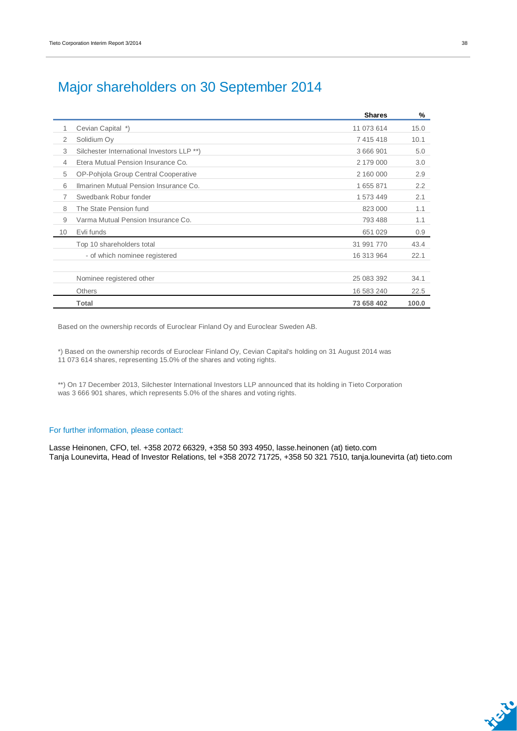# Major shareholders on 30 September 2014

| | | Shares | % |
|---|---|---|---|
| 1 | Cevian Capital *) | 11 073 614 | 15.0 |
| 2 | Solidium Oy | 7 415 418 | 10.1 |
| 3 | Silchester International Investors LLP **) | 3 666 901 | 5.0 |
| 4 | Etera Mutual Pension Insurance Co. | 2 179 000 | 3.0 |
| 5 | OP-Pohjola Group Central Cooperative | 2 160 000 | 2.9 |
| 6 | Ilmarinen Mutual Pension Insurance Co. | 1 655 871 | 2.2 |
| 7 | Swedbank Robur fonder | 1 573 449 | 2.1 |
| 8 | The State Pension fund | 823 000 | 1.1 |
| 9 | Varma Mutual Pension Insurance Co. | 793 488 | 1.1 |
| 10 | Evli funds | 651 029 | 0.9 |
| | Top 10 shareholders total | 31 991 770 | 43.4 |
| | - of which nominee registered | 16 313 964 | 22.1 |
| | | | |
| | Nominee registered other | 25 083 392 | 34.1 |
| | Others | 16 583 240 | 22.5 |
| | **Total** | **73 658 402** | **100.0** |

Based on the ownership records of Euroclear Finland Oy and Euroclear Sweden AB.

*) Based on the ownership records of Euroclear Finland Oy, Cevian Capital's holding on 31 August 2014 was 11 073 614 shares, representing 15.0% of the shares and voting rights.

**) On 17 December 2013, Silchester International Investors LLP announced that its holding in Tieto Corporation was 3 666 901 shares, which represents 5.0% of the shares and voting rights.

## For further information, please contact:

Lasse Heinonen, CFO, tel. +358 2072 66329, +358 50 393 4950, lasse.heinonen (at) tieto.com
Tanja Lounevirta, Head of Investor Relations, tel +358 2072 71725, +358 50 321 7510, tanja.lounevirta (at) tieto.com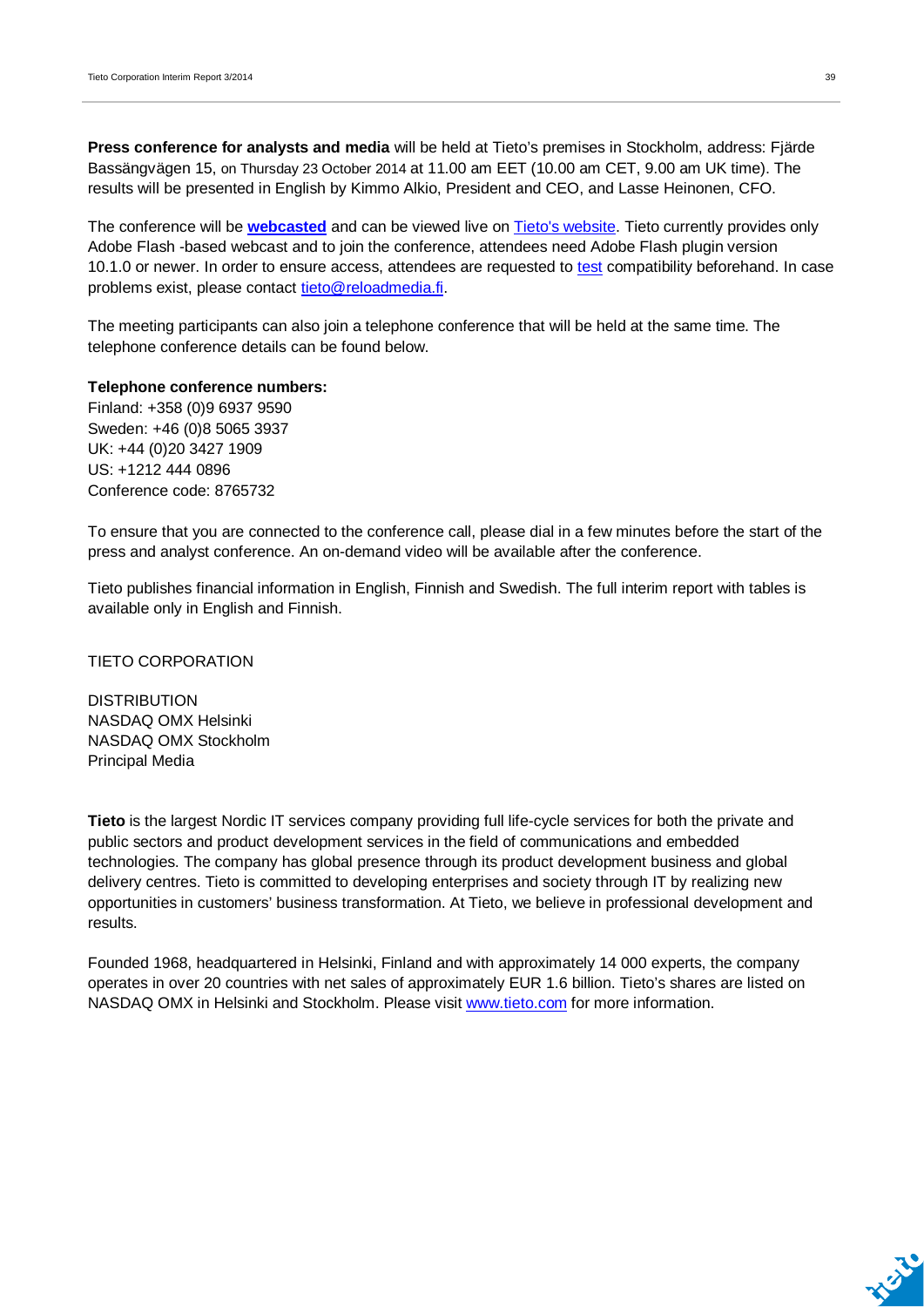**Press conference for analysts and media** will be held at Tieto's premises in Stockholm, address: Fjärde Bassängvägen 15, on Thursday 23 October 2014 at 11.00 am EET (10.00 am CET, 9.00 am UK time). The results will be presented in English by Kimmo Alkio, President and CEO, and Lasse Heinonen, CFO.

The conference will be **webcasted** and can be viewed live on Tieto's website. Tieto currently provides only Adobe Flash -based webcast and to join the conference, attendees need Adobe Flash plugin version 10.1.0 or newer. In order to ensure access, attendees are requested to test compatibility beforehand. In case problems exist, please contact tieto@reloadmedia.fi.

The meeting participants can also join a telephone conference that will be held at the same time. The telephone conference details can be found below.

**Telephone conference numbers:**
Finland: +358 (0)9 6937 9590
Sweden: +46 (0)8 5065 3937
UK: +44 (0)20 3427 1909
US: +1212 444 0896
Conference code: 8765732

To ensure that you are connected to the conference call, please dial in a few minutes before the start of the press and analyst conference. An on-demand video will be available after the conference.

Tieto publishes financial information in English, Finnish and Swedish. The full interim report with tables is available only in English and Finnish.

TIETO CORPORATION

DISTRIBUTION
NASDAQ OMX Helsinki
NASDAQ OMX Stockholm
Principal Media

**Tieto** is the largest Nordic IT services company providing full life-cycle services for both the private and public sectors and product development services in the field of communications and embedded technologies. The company has global presence through its product development business and global delivery centres. Tieto is committed to developing enterprises and society through IT by realizing new opportunities in customers' business transformation. At Tieto, we believe in professional development and results.

Founded 1968, headquartered in Helsinki, Finland and with approximately 14 000 experts, the company operates in over 20 countries with net sales of approximately EUR 1.6 billion. Tieto's shares are listed on NASDAQ OMX in Helsinki and Stockholm. Please visit www.tieto.com for more information.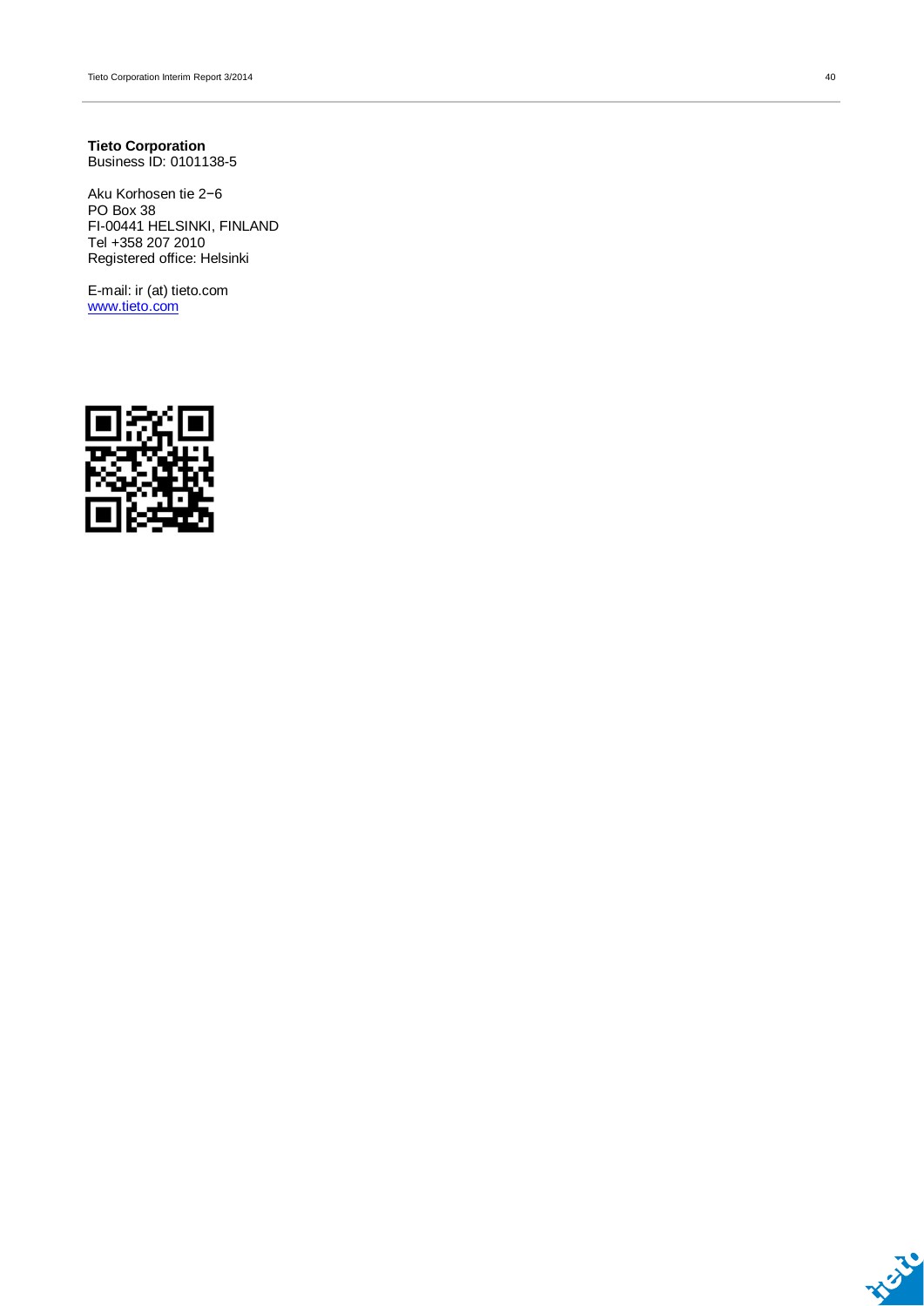**Tieto Corporation**
Business ID: 0101138-5

Aku Korhosen tie 2−6
PO Box 38
FI-00441 HELSINKI, FINLAND
Tel +358 207 2010
Registered office: Helsinki

E-mail: ir (at) tieto.com
www.tieto.com